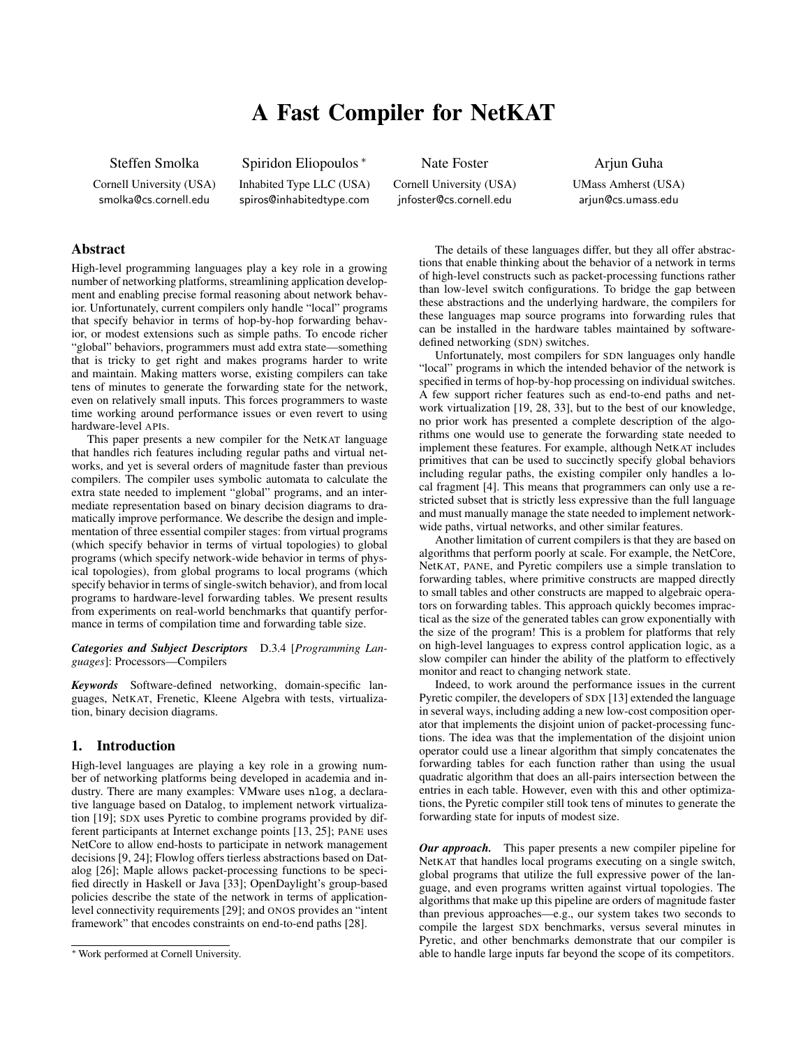# A Fast Compiler for NetKAT

Steffen Smolka
Cornell University (USA)
smolka@cs.cornell.edu

Spiridon Eliopoulos *
Inhabited Type LLC (USA)
spiros@inhabitedtype.com

Nate Foster
Cornell University (USA)
jnfoster@cs.cornell.edu

Arjun Guha
UMass Amherst (USA)
arjun@cs.umass.edu

## Abstract

High-level programming languages play a key role in a growing number of networking platforms, streamlining application development and enabling precise formal reasoning about network behavior. Unfortunately, current compilers only handle "local" programs that specify behavior in terms of hop-by-hop forwarding behavior, or modest extensions such as simple paths. To encode richer "global" behaviors, programmers must add extra state—something that is tricky to get right and makes programs harder to write and maintain. Making matters worse, existing compilers can take tens of minutes to generate the forwarding state for the network, even on relatively small inputs. This forces programmers to waste time working around performance issues or even revert to using hardware-level APIs.

This paper presents a new compiler for the NetKAT language that handles rich features including regular paths and virtual networks, and yet is several orders of magnitude faster than previous compilers. The compiler uses symbolic automata to calculate the extra state needed to implement "global" programs, and an intermediate representation based on binary decision diagrams to dramatically improve performance. We describe the design and implementation of three essential compiler stages: from virtual programs (which specify behavior in terms of virtual topologies) to global programs (which specify network-wide behavior in terms of physical topologies), from global programs to local programs (which specify behavior in terms of single-switch behavior), and from local programs to hardware-level forwarding tables. We present results from experiments on real-world benchmarks that quantify performance in terms of compilation time and forwarding table size.

***Categories and Subject Descriptors*** D.3.4 [*Programming Languages*]: Processors—Compilers

***Keywords*** Software-defined networking, domain-specific languages, NetKAT, Frenetic, Kleene Algebra with tests, virtualization, binary decision diagrams.

## 1. Introduction

High-level languages are playing a key role in a growing number of networking platforms being developed in academia and industry. There are many examples: VMware uses `nlog`, a declarative language based on Datalog, to implement network virtualization [19]; SDX uses Pyretic to combine programs provided by different participants at Internet exchange points [13, 25]; PANE uses NetCore to allow end-hosts to participate in network management decisions [9, 24]; Flowlog offers tierless abstractions based on Datalog [26]; Maple allows packet-processing functions to be specified directly in Haskell or Java [33]; OpenDaylight's group-based policies describe the state of the network in terms of application-level connectivity requirements [29]; and ONOS provides an "intent framework" that encodes constraints on end-to-end paths [28].

The details of these languages differ, but they all offer abstractions that enable thinking about the behavior of a network in terms of high-level constructs such as packet-processing functions rather than low-level switch configurations. To bridge the gap between these abstractions and the underlying hardware, the compilers for these languages map source programs into forwarding rules that can be installed in the hardware tables maintained by software-defined networking (SDN) switches.

Unfortunately, most compilers for SDN languages only handle "local" programs in which the intended behavior of the network is specified in terms of hop-by-hop processing on individual switches. A few support richer features such as end-to-end paths and network virtualization [19, 28, 33], but to the best of our knowledge, no prior work has presented a complete description of the algorithms one would use to generate the forwarding state needed to implement these features. For example, although NetKAT includes primitives that can be used to succinctly specify global behaviors including regular paths, the existing compiler only handles a local fragment [4]. This means that programmers can only use a restricted subset that is strictly less expressive than the full language and must manually manage the state needed to implement network-wide paths, virtual networks, and other similar features.

Another limitation of current compilers is that they are based on algorithms that perform poorly at scale. For example, the NetCore, NetKAT, PANE, and Pyretic compilers use a simple translation to forwarding tables, where primitive constructs are mapped directly to small tables and other constructs are mapped to algebraic operators on forwarding tables. This approach quickly becomes impractical as the size of the generated tables can grow exponentially with the size of the program! This is a problem for platforms that rely on high-level languages to express control application logic, as a slow compiler can hinder the ability of the platform to effectively monitor and react to changing network state.

Indeed, to work around the performance issues in the current Pyretic compiler, the developers of SDX [13] extended the language in several ways, including adding a new low-cost composition operator that implements the disjoint union of packet-processing functions. The idea was that the implementation of the disjoint union operator could use a linear algorithm that simply concatenates the forwarding tables for each function rather than using the usual quadratic algorithm that does an all-pairs intersection between the entries in each table. However, even with this and other optimizations, the Pyretic compiler still took tens of minutes to generate the forwarding state for inputs of modest size.

***Our approach.*** This paper presents a new compiler pipeline for NetKAT that handles local programs executing on a single switch, global programs that utilize the full expressive power of the language, and even programs written against virtual topologies. The algorithms that make up this pipeline are orders of magnitude faster than previous approaches—e.g., our system takes two seconds to compile the largest SDX benchmarks, versus several minutes in Pyretic, and other benchmarks demonstrate that our compiler is able to handle large inputs far beyond the scope of its competitors.

* Work performed at Cornell University.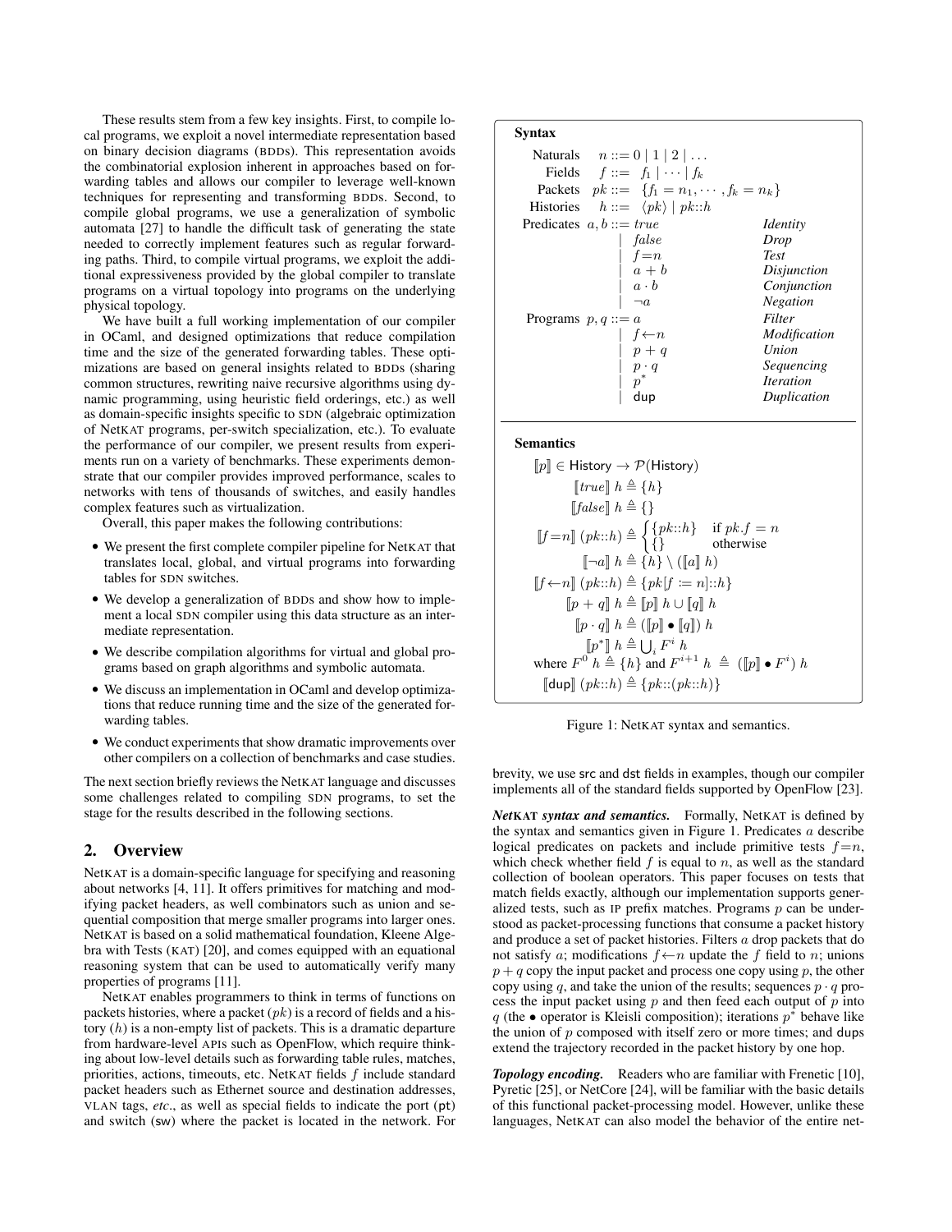These results stem from a few key insights. First, to compile local programs, we exploit a novel intermediate representation based on binary decision diagrams (BDDs). This representation avoids the combinatorial explosion inherent in approaches based on forwarding tables and allows our compiler to leverage well-known techniques for representing and transforming BDDs. Second, to compile global programs, we use a generalization of symbolic automata [27] to handle the difficult task of generating the state needed to correctly implement features such as regular forwarding paths. Third, to compile virtual programs, we exploit the additional expressiveness provided by the global compiler to translate programs on a virtual topology into programs on the underlying physical topology.

We have built a full working implementation of our compiler in OCaml, and designed optimizations that reduce compilation time and the size of the generated forwarding tables. These optimizations are based on general insights related to BDDs (sharing common structures, rewriting naive recursive algorithms using dynamic programming, using heuristic field orderings, etc.) as well as domain-specific insights specific to SDN (algebraic optimization of NetKAT programs, per-switch specialization, etc.). To evaluate the performance of our compiler, we present results from experiments run on a variety of benchmarks. These experiments demonstrate that our compiler provides improved performance, scales to networks with tens of thousands of switches, and easily handles complex features such as virtualization.

Overall, this paper makes the following contributions:

- We present the first complete compiler pipeline for NetKAT that translates local, global, and virtual programs into forwarding tables for SDN switches.
- We develop a generalization of BDDs and show how to implement a local SDN compiler using this data structure as an intermediate representation.
- We describe compilation algorithms for virtual and global programs based on graph algorithms and symbolic automata.
- We discuss an implementation in OCaml and develop optimizations that reduce running time and the size of the generated forwarding tables.
- We conduct experiments that show dramatic improvements over other compilers on a collection of benchmarks and case studies.

The next section briefly reviews the NetKAT language and discusses some challenges related to compiling SDN programs, to set the stage for the results described in the following sections.

## 2. Overview

NetKAT is a domain-specific language for specifying and reasoning about networks [4, 11]. It offers primitives for matching and modifying packet headers, as well combinators such as union and sequential composition that merge smaller programs into larger ones. NetKAT is based on a solid mathematical foundation, Kleene Algebra with Tests (KAT) [20], and comes equipped with an equational reasoning system that can be used to automatically verify many properties of programs [11].

NetKAT enables programmers to think in terms of functions on packets histories, where a packet ($pk$) is a record of fields and a history ($h$) is a non-empty list of packets. This is a dramatic departure from hardware-level APIs such as OpenFlow, which require thinking about low-level details such as forwarding table rules, matches, priorities, actions, timeouts, etc. NetKAT fields $f$ include standard packet headers such as Ethernet source and destination addresses, VLAN tags, *etc*., as well as special fields to indicate the port (pt) and switch (sw) where the packet is located in the network. For brevity, we use src and dst fields in examples, though our compiler implements all of the standard fields supported by OpenFlow [23].

**Syntax**

| | | | |
|---|---|---|---|
| Naturals | $n ::= 0 \mid 1 \mid 2 \mid \dots$ | | |
| Fields | $f ::= f_1 \mid \cdots \mid f_k$ | | |
| Packets | $pk ::= \{f_1 = n_1, \cdots, f_k = n_k\}$ | | |
| Histories | $h ::= \langle pk \rangle \mid pk{::}h$ | | |
| Predicates | $a, b ::= true$ | *Identity* | |
| | $\mid\ false$ | *Drop* | |
| | $\mid\ f{=}n$ | *Test* | |
| | $\mid\ a + b$ | *Disjunction* | |
| | $\mid\ a \cdot b$ | *Conjunction* | |
| | $\mid\ \neg a$ | *Negation* | |
| Programs | $p, q ::= a$ | *Filter* | |
| | $\mid\ f{\leftarrow}n$ | *Modification* | |
| | $\mid\ p + q$ | *Union* | |
| | $\mid\ p \cdot q$ | *Sequencing* | |
| | $\mid\ p^*$ | *Iteration* | |
| | $\mid$ dup | *Duplication* | |

**Semantics**

$$[\![p]\!] \in \mathsf{History} \to \mathcal{P}(\mathsf{History})$$

$$[\![true]\!]\ h \triangleq \{h\}$$

$$[\![false]\!]\ h \triangleq \{\}$$

$$[\![f{=}n]\!]\ (pk{::}h) \triangleq \begin{cases} \{pk{::}h\} & \text{if } pk.f = n \\ \{\} & \text{otherwise} \end{cases}$$

$$[\![\neg a]\!]\ h \triangleq \{h\} \setminus ([\![a]\!]\ h)$$

$$[\![f{\leftarrow}n]\!]\ (pk{::}h) \triangleq \{pk[f := n]{::}h\}$$

$$[\![p + q]\!]\ h \triangleq [\![p]\!]\ h \cup [\![q]\!]\ h$$

$$[\![p \cdot q]\!]\ h \triangleq ([\![p]\!] \bullet [\![q]\!])\ h$$

$$[\![p^*]\!]\ h \triangleq \textstyle\bigcup_i F^i\ h$$

where $F^0\ h \triangleq \{h\}$ and $F^{i+1}\ h \triangleq ([\![p]\!] \bullet F^i)\ h$

$$[\![\mathsf{dup}]\!]\ (pk{::}h) \triangleq \{pk{::}(pk{::}h)\}$$

Figure 1: NetKAT syntax and semantics.

***NetKAT syntax and semantics.*** Formally, NetKAT is defined by the syntax and semantics given in Figure 1. Predicates $a$ describe logical predicates on packets and include primitive tests $f{=}n$, which check whether field $f$ is equal to $n$, as well as the standard collection of boolean operators. This paper focuses on tests that match fields exactly, although our implementation supports generalized tests, such as IP prefix matches. Programs $p$ can be understood as packet-processing functions that consume a packet history and produce a set of packet histories. Filters $a$ drop packets that do not satisfy $a$; modifications $f{\leftarrow}n$ update the $f$ field to $n$; unions $p + q$ copy the input packet and process one copy using $p$, the other copy using $q$, and take the union of the results; sequences $p \cdot q$ process the input packet using $p$ and then feed each output of $p$ into $q$ (the $\bullet$ operator is Kleisli composition); iterations $p^*$ behave like the union of $p$ composed with itself zero or more times; and dups extend the trajectory recorded in the packet history by one hop.

***Topology encoding.*** Readers who are familiar with Frenetic [10], Pyretic [25], or NetCore [24], will be familiar with the basic details of this functional packet-processing model. However, unlike these languages, NetKAT can also model the behavior of the entire net-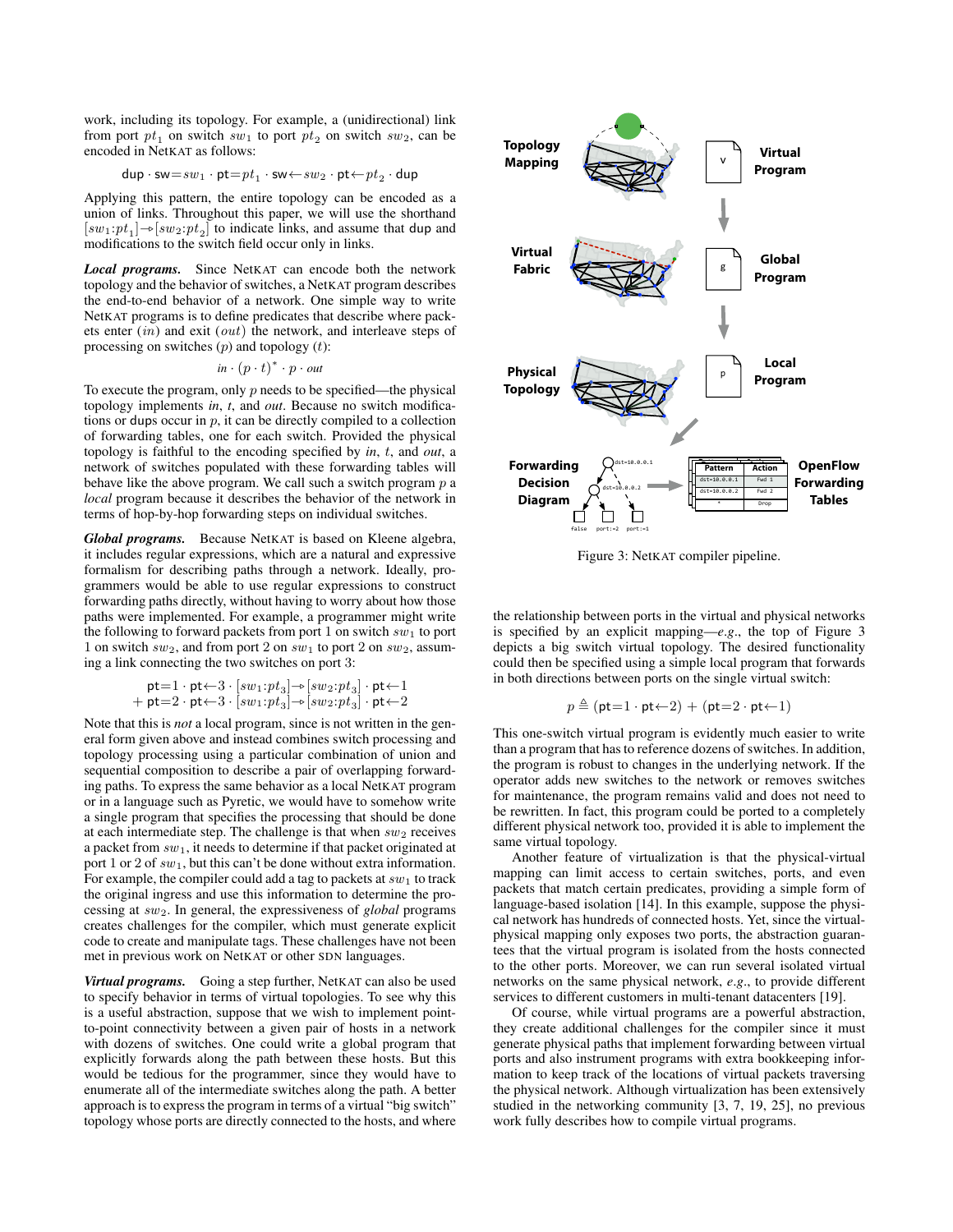work, including its topology. For example, a (unidirectional) link from port $pt_1$ on switch $sw_1$ to port $pt_2$ on switch $sw_2$, can be encoded in NetKAT as follows:

$$\mathsf{dup} \cdot \mathsf{sw}{=}sw_1 \cdot \mathsf{pt}{=}pt_1 \cdot \mathsf{sw}{\leftarrow}sw_2 \cdot \mathsf{pt}{\leftarrow}pt_2 \cdot \mathsf{dup}$$

Applying this pattern, the entire topology can be encoded as a union of links. Throughout this paper, we will use the shorthand $[sw_1{:}pt_1] \twoheadrightarrow [sw_2{:}pt_2]$ to indicate links, and assume that dup and modifications to the switch field occur only in links.

***Local programs.*** Since NetKAT can encode both the network topology and the behavior of switches, a NetKAT program describes the end-to-end behavior of a network. One simple way to write NetKAT programs is to define predicates that describe where packets enter ($in$) and exit ($out$) the network, and interleave steps of processing on switches ($p$) and topology ($t$):

$$in \cdot (p \cdot t)^* \cdot p \cdot out$$

To execute the program, only $p$ needs to be specified—the physical topology implements *in*, *t*, and *out*. Because no switch modifications or dups occur in $p$, it can be directly compiled to a collection of forwarding tables, one for each switch. Provided the physical topology is faithful to the encoding specified by *in*, $t$, and *out*, a network of switches populated with these forwarding tables will behave like the above program. We call such a switch program $p$ a *local* program because it describes the behavior of the network in terms of hop-by-hop forwarding steps on individual switches.

***Global programs.*** Because NetKAT is based on Kleene algebra, it includes regular expressions, which are a natural and expressive formalism for describing paths through a network. Ideally, programmers would be able to use regular expressions to construct forwarding paths directly, without having to worry about how those paths were implemented. For example, a programmer might write the following to forward packets from port 1 on switch $sw_1$ to port 1 on switch $sw_2$, and from port 2 on $sw_1$ to port 2 on $sw_2$, assuming a link connecting the two switches on port 3:

$$\begin{aligned} &\mathsf{pt}{=}1 \cdot \mathsf{pt}{\leftarrow}3 \cdot [sw_1{:}pt_3] \twoheadrightarrow [sw_2{:}pt_3] \cdot \mathsf{pt}{\leftarrow}1 \\ +\ &\mathsf{pt}{=}2 \cdot \mathsf{pt}{\leftarrow}3 \cdot [sw_1{:}pt_3] \twoheadrightarrow [sw_2{:}pt_3] \cdot \mathsf{pt}{\leftarrow}2 \end{aligned}$$

Note that this is *not* a local program, since is not written in the general form given above and instead combines switch processing and topology processing using a particular combination of union and sequential composition to describe a pair of overlapping forwarding paths. To express the same behavior as a local NetKAT program or in a language such as Pyretic, we would have to somehow write a single program that specifies the processing that should be done at each intermediate step. The challenge is that when $sw_2$ receives a packet from $sw_1$, it needs to determine if that packet originated at port 1 or 2 of $sw_1$, but this can't be done without extra information. For example, the compiler could add a tag to packets at $sw_1$ to track the original ingress and use this information to determine the processing at $sw_2$. In general, the expressiveness of *global* programs creates challenges for the compiler, which must generate explicit code to create and manipulate tags. These challenges have not been met in previous work on NetKAT or other SDN languages.

***Virtual programs.*** Going a step further, NetKAT can also be used to specify behavior in terms of virtual topologies. To see why this is a useful abstraction, suppose that we wish to implement point-to-point connectivity between a given pair of hosts in a network with dozens of switches. One could write a global program that explicitly forwards along the path between these hosts. But this would be tedious for the programmer, since they would have to enumerate all of the intermediate switches along the path. A better approach is to express the program in terms of a virtual "big switch" topology whose ports are directly connected to the hosts, and where the relationship between ports in the virtual and physical networks is specified by an explicit mapping—*e.g.*, the top of Figure 3 depicts a big switch virtual topology. The desired functionality could then be specified using a simple local program that forwards in both directions between ports on the single virtual switch:

$$p \triangleq (\mathsf{pt}{=}1 \cdot \mathsf{pt}{\leftarrow}2) + (\mathsf{pt}{=}2 \cdot \mathsf{pt}{\leftarrow}1)$$

This one-switch virtual program is evidently much easier to write than a program that has to reference dozens of switches. In addition, the program is robust to changes in the underlying network. If the operator adds new switches to the network or removes switches for maintenance, the program remains valid and does not need to be rewritten. In fact, this program could be ported to a completely different physical network too, provided it is able to implement the same virtual topology.

Another feature of virtualization is that the physical-virtual mapping can limit access to certain switches, ports, and even packets that match certain predicates, providing a simple form of language-based isolation [14]. In this example, suppose the physical network has hundreds of connected hosts. Yet, since the virtual-physical mapping only exposes two ports, the abstraction guarantees that the virtual program is isolated from the hosts connected to the other ports. Moreover, we can run several isolated virtual networks on the same physical network, *e.g.*, to provide different services to different customers in multi-tenant datacenters [19].

Of course, while virtual programs are a powerful abstraction, they create additional challenges for the compiler since it must generate physical paths that implement forwarding between virtual ports and also instrument programs with extra bookkeeping information to keep track of the locations of virtual packets traversing the physical network. Although virtualization has been extensively studied in the networking community [3, 7, 19, 25], no previous work fully describes how to compile virtual programs.

Figure 3: NetKAT compiler pipeline.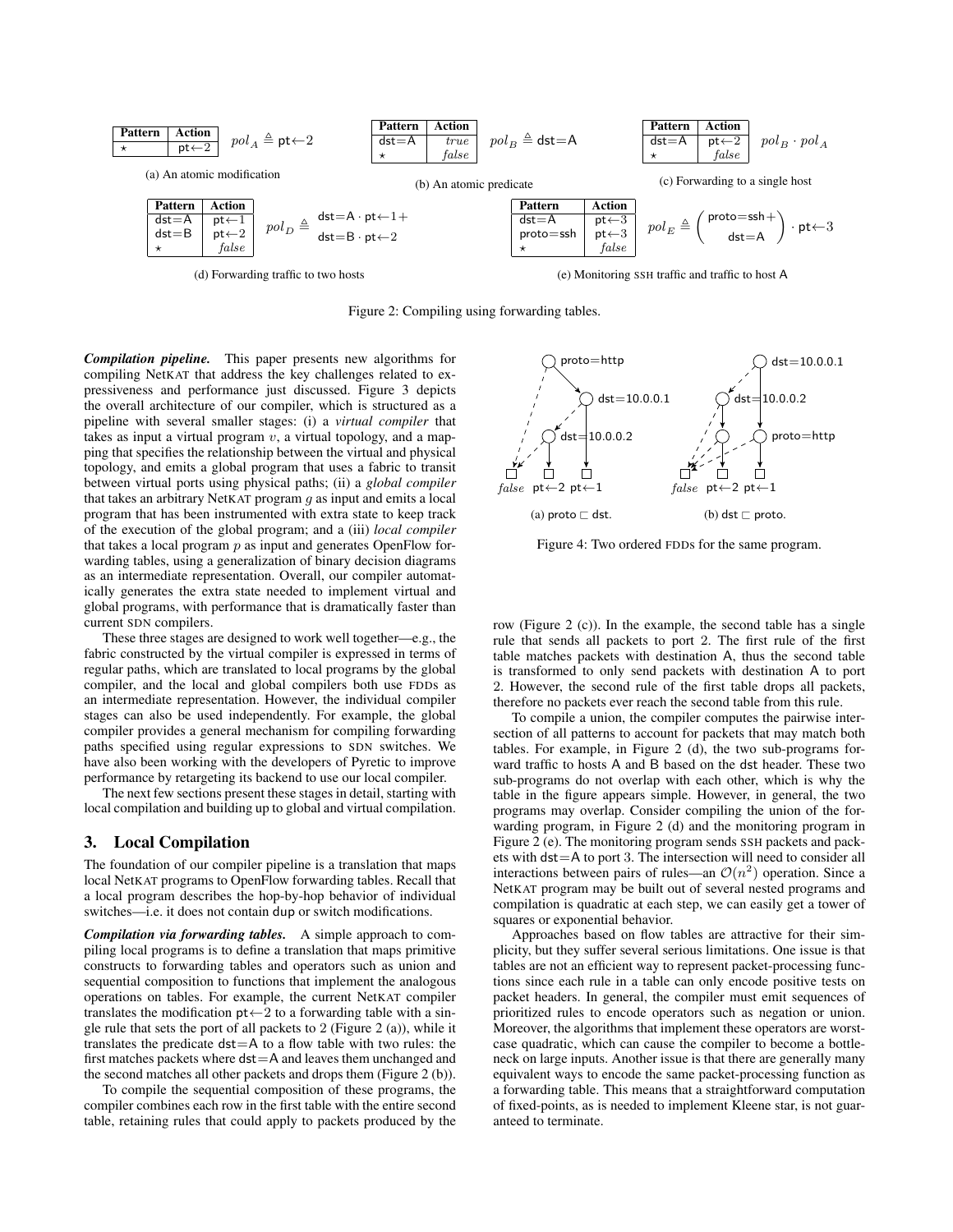| Pattern | Action |
| --- | --- |
| ⋆ | pt←2 |

$pol_A \triangleq \mathsf{pt}{\leftarrow}2$

(a) An atomic modification

| Pattern | Action |
| --- | --- |
| dst=A | *true* |
| ⋆ | *false* |

$pol_B \triangleq \mathsf{dst}{=}\mathsf{A}$

(b) An atomic predicate

| Pattern | Action |
| --- | --- |
| dst=A | pt←2 |
| ⋆ | *false* |

$pol_B \cdot pol_A$

(c) Forwarding to a single host

| Pattern | Action |
| --- | --- |
| dst=A | pt←1 |
| dst=B | pt←2 |
| ⋆ | *false* |

$pol_D \triangleq \begin{array}{l}\mathsf{dst}{=}\mathsf{A} \cdot \mathsf{pt}{\leftarrow}1 + \\ \mathsf{dst}{=}\mathsf{B} \cdot \mathsf{pt}{\leftarrow}2\end{array}$

(d) Forwarding traffic to two hosts

| Pattern | Action |
| --- | --- |
| dst=A | pt←3 |
| proto=ssh | pt←3 |
| ⋆ | *false* |

$pol_E \triangleq \begin{pmatrix}\mathsf{proto}{=}\mathsf{ssh} + \\ \mathsf{dst}{=}\mathsf{A}\end{pmatrix} \cdot \mathsf{pt}{\leftarrow}3$

(e) Monitoring SSH traffic and traffic to host A

Figure 2: Compiling using forwarding tables.

***Compilation pipeline.*** This paper presents new algorithms for compiling NetKAT that address the key challenges related to expressiveness and performance just discussed. Figure 3 depicts the overall architecture of our compiler, which is structured as a pipeline with several smaller stages: (i) a *virtual compiler* that takes as input a virtual program $v$, a virtual topology, and a mapping that specifies the relationship between the virtual and physical topology, and emits a global program that uses a fabric to transit between virtual ports using physical paths; (ii) a *global compiler* that takes an arbitrary NetKAT program $g$ as input and emits a local program that has been instrumented with extra state to keep track of the execution of the global program; and a (iii) *local compiler* that takes a local program $p$ as input and generates OpenFlow forwarding tables, using a generalization of binary decision diagrams as an intermediate representation. Overall, our compiler automatically generates the extra state needed to implement virtual and global programs, with performance that is dramatically faster than current SDN compilers.

These three stages are designed to work well together—e.g., the fabric constructed by the virtual compiler is expressed in terms of regular paths, which are translated to local programs by the global compiler, and the local and global compilers both use FDDs as an intermediate representation. However, the individual compiler stages can also be used independently. For example, the global compiler provides a general mechanism for compiling forwarding paths specified using regular expressions to SDN switches. We have also been working with the developers of Pyretic to improve performance by retargeting its backend to use our local compiler.

The next few sections present these stages in detail, starting with local compilation and building up to global and virtual compilation.

## 3. Local Compilation

The foundation of our compiler pipeline is a translation that maps local NetKAT programs to OpenFlow forwarding tables. Recall that a local program describes the hop-by-hop behavior of individual switches—i.e. it does not contain dup or switch modifications.

***Compilation via forwarding tables.*** A simple approach to compiling local programs is to define a translation that maps primitive constructs to forwarding tables and operators such as union and sequential composition to functions that implement the analogous operations on tables. For example, the current NetKAT compiler translates the modification pt←2 to a forwarding table with a single rule that sets the port of all packets to 2 (Figure 2 (a)), while it translates the predicate dst=A to a flow table with two rules: the first matches packets where dst=A and leaves them unchanged and the second matches all other packets and drops them (Figure 2 (b)).

To compile the sequential composition of these programs, the compiler combines each row in the first table with the entire second table, retaining rules that could apply to packets produced by the row (Figure 2 (c)). In the example, the second table has a single rule that sends all packets to port 2. The first rule of the first table matches packets with destination A, thus the second table is transformed to only send packets with destination A to port 2. However, the second rule of the first table drops all packets, therefore no packets ever reach the second table from this rule.

To compile a union, the compiler computes the pairwise intersection of all patterns to account for packets that may match both tables. For example, in Figure 2 (d), the two sub-programs forward traffic to hosts A and B based on the dst header. These two sub-programs do not overlap with each other, which is why the table in the figure appears simple. However, in general, the two programs may overlap. Consider compiling the union of the forwarding program, in Figure 2 (d) and the monitoring program in Figure 2 (e). The monitoring program sends SSH packets and packets with dst=A to port 3. The intersection will need to consider all interactions between pairs of rules—an $\mathcal{O}(n^2)$ operation. Since a NetKAT program may be built out of several nested programs and compilation is quadratic at each step, we can easily get a tower of squares or exponential behavior.

Approaches based on flow tables are attractive for their simplicity, but they suffer several serious limitations. One issue is that tables are not an efficient way to represent packet-processing functions since each rule in a table can only encode positive tests on packet headers. In general, the compiler must emit sequences of prioritized rules to encode operators such as negation or union. Moreover, the algorithms that implement these operators are worst-case quadratic, which can cause the compiler to become a bottleneck on large inputs. Another issue is that there are generally many equivalent ways to encode the same packet-processing function as a forwarding table. This means that a straightforward computation of fixed-points, as is needed to implement Kleene star, is not guaranteed to terminate.

(a) proto ⊏ dst. (b) dst ⊏ proto.

Figure 4: Two ordered FDDs for the same program.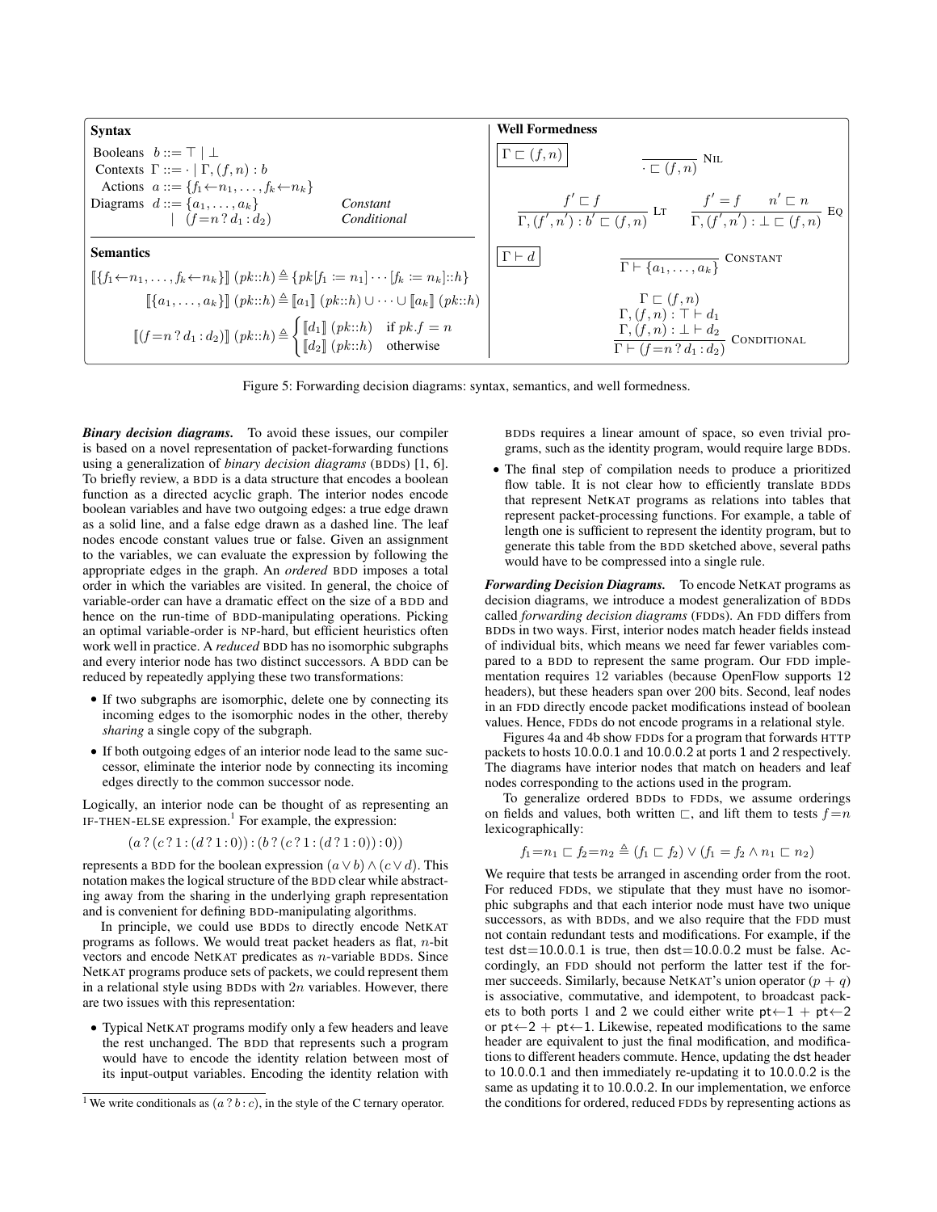**Syntax**

Booleans $b ::= \top \mid \bot$

Contexts $\Gamma ::= \cdot \mid \Gamma, (f, n) : b$

Actions $a ::= \{f_1 \leftarrow n_1, \ldots, f_k \leftarrow n_k\}$

Diagrams $d ::= \{a_1, \ldots, a_k\}$ *Constant*

$\quad\quad\mid (f{=}n \mathbin{?} d_1 : d_2)$ *Conditional*

**Semantics**

$$[\![\{f_1 \leftarrow n_1, \ldots, f_k \leftarrow n_k\}]\!]\ (pk{::}h) \triangleq \{pk[f_1 := n_1] \cdots [f_k := n_k]{::}h\}$$

$$[\![\{a_1, \ldots, a_k\}]\!]\ (pk{::}h) \triangleq [\![a_1]\!]\ (pk{::}h) \cup \cdots \cup [\![a_k]\!]\ (pk{::}h)$$

$$[\![(f{=}n \mathbin{?} d_1 : d_2)]\!]\ (pk{::}h) \triangleq \begin{cases} [\![d_1]\!]\ (pk{::}h) & \text{if } pk.f = n \\ [\![d_2]\!]\ (pk{::}h) & \text{otherwise} \end{cases}$$

**Well Formedness**

$\boxed{\Gamma \sqsubset (f, n)}$

$$\frac{}{\cdot \sqsubset (f, n)}\ \textsc{Nil}$$

$$\frac{f' \sqsubset f}{\Gamma, (f', n') : b' \sqsubset (f, n)}\ \textsc{Lt} \qquad \frac{f' = f \qquad n' \sqsubset n}{\Gamma, (f', n') : \bot \sqsubset (f, n)}\ \textsc{Eq}$$

$\boxed{\Gamma \vdash d}$

$$\frac{}{\Gamma \vdash \{a_1, \ldots, a_k\}}\ \textsc{Constant}$$

$$\frac{\Gamma \sqsubset (f, n) \quad \Gamma, (f, n) : \top \vdash d_1 \quad \Gamma, (f, n) : \bot \vdash d_2}{\Gamma \vdash (f{=}n \mathbin{?} d_1 : d_2)}\ \textsc{Conditional}$$

Figure 5: Forwarding decision diagrams: syntax, semantics, and well formedness.

***Binary decision diagrams.*** To avoid these issues, our compiler is based on a novel representation of packet-forwarding functions using a generalization of *binary decision diagrams* (BDDs) [1, 6]. To briefly review, a BDD is a data structure that encodes a boolean function as a directed acyclic graph. The interior nodes encode boolean variables and have two outgoing edges: a true edge drawn as a solid line, and a false edge drawn as a dashed line. The leaf nodes encode constant values true or false. Given an assignment to the variables, we can evaluate the expression by following the appropriate edges in the graph. An *ordered* BDD imposes a total order in which the variables are visited. In general, the choice of variable-order can have a dramatic effect on the size of a BDD and hence on the run-time of BDD-manipulating operations. Picking an optimal variable-order is NP-hard, but efficient heuristics often work well in practice. A *reduced* BDD has no isomorphic subgraphs and every interior node has two distinct successors. A BDD can be reduced by repeatedly applying these two transformations:

- If two subgraphs are isomorphic, delete one by connecting its incoming edges to the isomorphic nodes in the other, thereby *sharing* a single copy of the subgraph.
- If both outgoing edges of an interior node lead to the same successor, eliminate the interior node by connecting its incoming edges directly to the common successor node.

Logically, an interior node can be thought of as representing an IF-THEN-ELSE expression.[1] For example, the expression:

$$(a \mathbin{?} (c \mathbin{?} 1 : (d \mathbin{?} 1 : 0)) : (b \mathbin{?} (c \mathbin{?} 1 : (d \mathbin{?} 1 : 0)) : 0))$$

represents a BDD for the boolean expression $(a \vee b) \wedge (c \vee d)$. This notation makes the logical structure of the BDD clear while abstracting away from the sharing in the underlying graph representation and is convenient for defining BDD-manipulating algorithms.

In principle, we could use BDDs to directly encode NetKAT programs as follows. We would treat packet headers as flat, $n$-bit vectors and encode NetKAT predicates as $n$-variable BDDs. Since NetKAT programs produce sets of packets, we could represent them in a relational style using BDDs with $2n$ variables. However, there are two issues with this representation:

- Typical NetKAT programs modify only a few headers and leave the rest unchanged. The BDD that represents such a program would have to encode the identity relation between most of its input-output variables. Encoding the identity relation with BDDs requires a linear amount of space, so even trivial programs, such as the identity program, would require large BDDs.
- The final step of compilation needs to produce a prioritized flow table. It is not clear how to efficiently translate BDDs that represent NetKAT programs as relations into tables that represent packet-processing functions. For example, a table of length one is sufficient to represent the identity program, but to generate this table from the BDD sketched above, several paths would have to be compressed into a single rule.

[1] We write conditionals as $(a \mathbin{?} b : c)$, in the style of the C ternary operator.

***Forwarding Decision Diagrams.*** To encode NetKAT programs as decision diagrams, we introduce a modest generalization of BDDs called *forwarding decision diagrams* (FDDs). An FDD differs from BDDs in two ways. First, interior nodes match header fields instead of individual bits, which means we need far fewer variables compared to a BDD to represent the same program. Our FDD implementation requires 12 variables (because OpenFlow supports 12 headers), but these headers span over 200 bits. Second, leaf nodes in an FDD directly encode packet modifications instead of boolean values. Hence, FDDs do not encode programs in a relational style.

Figures 4a and 4b show FDDs for a program that forwards HTTP packets to hosts 10.0.0.1 and 10.0.0.2 at ports 1 and 2 respectively. The diagrams have interior nodes that match on headers and leaf nodes corresponding to the actions used in the program.

To generalize ordered BDDs to FDDs, we assume orderings on fields and values, both written $\sqsubset$, and lift them to tests $f{=}n$ lexicographically:

$$f_1{=}n_1 \sqsubset f_2{=}n_2 \triangleq (f_1 \sqsubset f_2) \vee (f_1 = f_2 \wedge n_1 \sqsubset n_2)$$

We require that tests be arranged in ascending order from the root. For reduced FDDs, we stipulate that they must have no isomorphic subgraphs and that each interior node must have two unique successors, as with BDDs, and we also require that the FDD must not contain redundant tests and modifications. For example, if the test dst=10.0.0.1 is true, then dst=10.0.0.2 must be false. Accordingly, an FDD should not perform the latter test if the former succeeds. Similarly, because NetKAT's union operator $(p + q)$ is associative, commutative, and idempotent, to broadcast packets to both ports 1 and 2 we could either write pt←1 + pt←2 or pt←2 + pt←1. Likewise, repeated modifications to the same header are equivalent to just the final modification, and modifications to different headers commute. Hence, updating the dst header to 10.0.0.1 and then immediately re-updating it to 10.0.0.2 is the same as updating it to 10.0.0.2. In our implementation, we enforce the conditions for ordered, reduced FDDs by representing actions as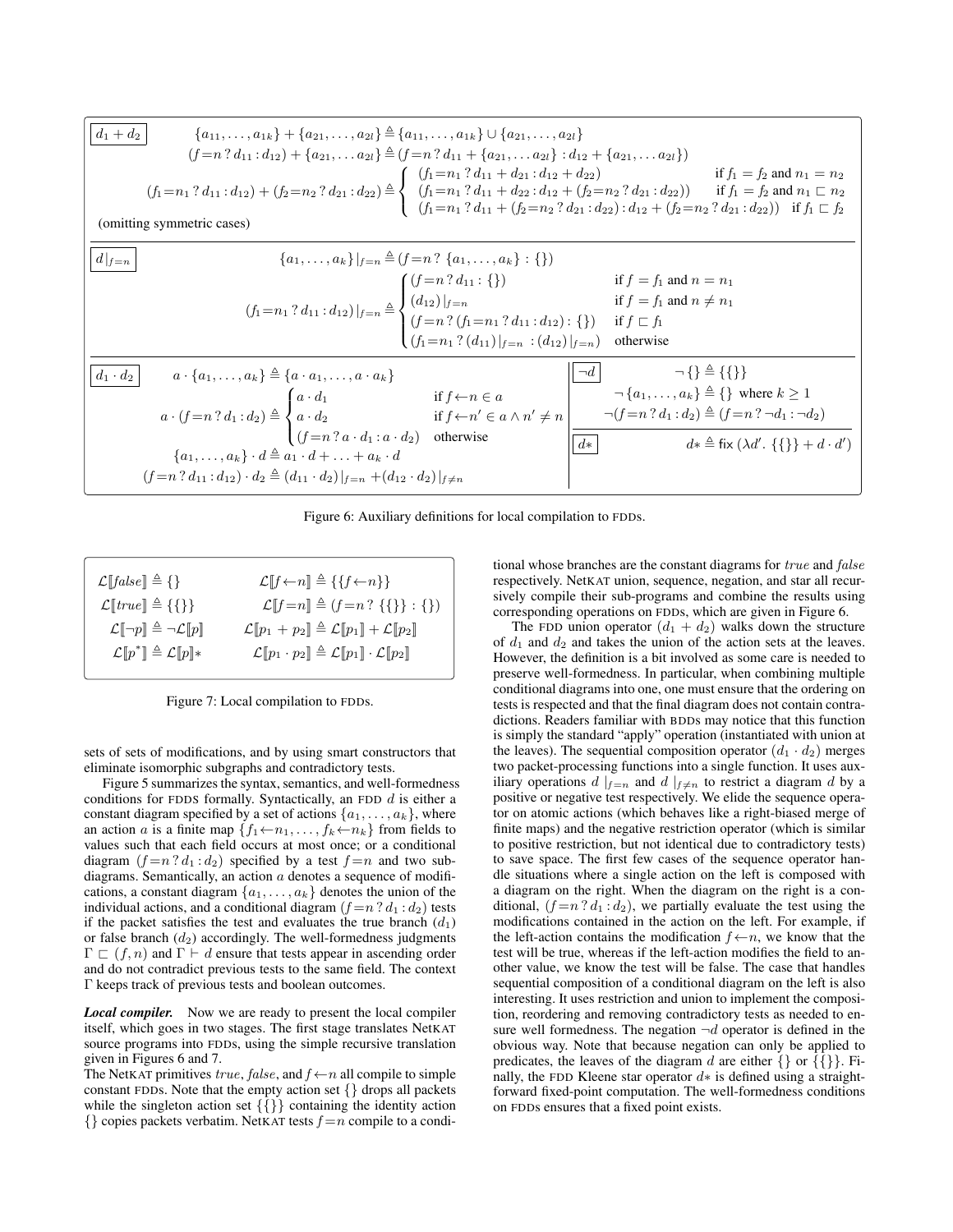**$d_1 + d_2$**

$$\{a_{11}, \ldots, a_{1k}\} + \{a_{21}, \ldots, a_{2l}\} \triangleq \{a_{11}, \ldots, a_{1k}\} \cup \{a_{21}, \ldots, a_{2l}\}$$

$$(f{=}n \,?\, d_{11} : d_{12}) + \{a_{21}, \ldots a_{2l}\} \triangleq (f{=}n \,?\, d_{11} + \{a_{21}, \ldots a_{2l}\} : d_{12} + \{a_{21}, \ldots a_{2l}\})$$

$$(f_1{=}n_1 \,?\, d_{11} : d_{12}) + (f_2{=}n_2 \,?\, d_{21} : d_{22}) \triangleq \begin{cases} (f_1{=}n_1 \,?\, d_{11} + d_{21} : d_{12} + d_{22}) & \text{if } f_1 = f_2 \text{ and } n_1 = n_2 \\ (f_1{=}n_1 \,?\, d_{11} + d_{22} : d_{12} + (f_2{=}n_2 \,?\, d_{21} : d_{22})) & \text{if } f_1 = f_2 \text{ and } n_1 \sqsubset n_2 \\ (f_1{=}n_1 \,?\, d_{11} + (f_2{=}n_2 \,?\, d_{21} : d_{22}) : d_{12} + (f_2{=}n_2 \,?\, d_{21} : d_{22})) & \text{if } f_1 \sqsubset f_2 \end{cases}$$

(omitting symmetric cases)

**$d|_{f=n}$**

$$\{a_1, \ldots, a_k\}|_{f=n} \triangleq (f{=}n \,?\, \{a_1, \ldots, a_k\} : \{\})$$

$$(f_1{=}n_1 \,?\, d_{11} : d_{12})|_{f=n} \triangleq \begin{cases} (f{=}n \,?\, d_{11} : \{\}) & \text{if } f = f_1 \text{ and } n = n_1 \\ (d_{12})|_{f=n} & \text{if } f = f_1 \text{ and } n \neq n_1 \\ (f{=}n \,?\, (f_1{=}n_1 \,?\, d_{11} : d_{12}) : \{\}) & \text{if } f \sqsubset f_1 \\ (f_1{=}n_1 \,?\, (d_{11})|_{f=n} : (d_{12})|_{f=n}) & \text{otherwise} \end{cases}$$

**$d_1 \cdot d_2$**

$$a \cdot \{a_1, \ldots, a_k\} \triangleq \{a \cdot a_1, \ldots, a \cdot a_k\}$$

$$a \cdot (f{=}n \,?\, d_1 : d_2) \triangleq \begin{cases} a \cdot d_1 & \text{if } f{\leftarrow}n \in a \\ a \cdot d_2 & \text{if } f{\leftarrow}n' \in a \wedge n' \neq n \\ (f{=}n \,?\, a \cdot d_1 : a \cdot d_2) & \text{otherwise} \end{cases}$$

$$\{a_1, \ldots, a_k\} \cdot d \triangleq a_1 \cdot d + \ldots + a_k \cdot d$$

$$(f{=}n \,?\, d_{11} : d_{12}) \cdot d_2 \triangleq (d_{11} \cdot d_2)|_{f=n} + (d_{12} \cdot d_2)|_{f \neq n}$$

**$\neg d$**

$$\neg \{\} \triangleq \{\{\}\}$$

$$\neg \{a_1, \ldots, a_k\} \triangleq \{\} \text{ where } k \geq 1$$

$$\neg (f{=}n \,?\, d_1 : d_2) \triangleq (f{=}n \,?\, \neg d_1 : \neg d_2)$$

**$d*$**

$$d* \triangleq \mathsf{fix}\,(\lambda d'.\ \{\{\}\} + d \cdot d')$$

Figure 6: Auxiliary definitions for local compilation to FDDs.

$$\mathcal{L}[\![false]\!] \triangleq \{\} \qquad \mathcal{L}[\![f{\leftarrow}n]\!] \triangleq \{\{f{\leftarrow}n\}\}$$

$$\mathcal{L}[\![true]\!] \triangleq \{\{\}\} \qquad \mathcal{L}[\![f{=}n]\!] \triangleq (f{=}n \,?\, \{\{\}\} : \{\})$$

$$\mathcal{L}[\![\neg p]\!] \triangleq \neg \mathcal{L}[\![p]\!] \qquad \mathcal{L}[\![p_1 + p_2]\!] \triangleq \mathcal{L}[\![p_1]\!] + \mathcal{L}[\![p_2]\!]$$

$$\mathcal{L}[\![p^*]\!] \triangleq \mathcal{L}[\![p]\!]* \qquad \mathcal{L}[\![p_1 \cdot p_2]\!] \triangleq \mathcal{L}[\![p_1]\!] \cdot \mathcal{L}[\![p_2]\!]$$

Figure 7: Local compilation to FDDs.

sets of sets of modifications, and by using smart constructors that eliminate isomorphic subgraphs and contradictory tests.

Figure 5 summarizes the syntax, semantics, and well-formedness conditions for FDDS formally. Syntactically, an FDD $d$ is either a constant diagram specified by a set of actions $\{a_1, \ldots, a_k\}$, where an action $a$ is a finite map $\{f_1{\leftarrow}n_1, \ldots, f_k{\leftarrow}n_k\}$ from fields to values such that each field occurs at most once; or a conditional diagram $(f{=}n \,?\, d_1 : d_2)$ specified by a test $f{=}n$ and two sub-diagrams. Semantically, an action $a$ denotes a sequence of modifications, a constant diagram $\{a_1, \ldots, a_k\}$ denotes the union of the individual actions, and a conditional diagram $(f{=}n \,?\, d_1 : d_2)$ tests if the packet satisfies the test and evaluates the true branch ($d_1$) or false branch ($d_2$) accordingly. The well-formedness judgments $\Gamma \sqsubset (f, n)$ and $\Gamma \vdash d$ ensure that tests appear in ascending order and do not contradict previous tests to the same field. The context $\Gamma$ keeps track of previous tests and boolean outcomes.

***Local compiler.*** Now we are ready to present the local compiler itself, which goes in two stages. The first stage translates NetKAT source programs into FDDs, using the simple recursive translation given in Figures 6 and 7.

The NetKAT primitives $true$, $false$, and $f{\leftarrow}n$ all compile to simple constant FDDs. Note that the empty action set $\{\}$ drops all packets while the singleton action set $\{\{\}\}$ containing the identity action $\{\}$ copies packets verbatim. NetKAT tests $f{=}n$ compile to a conditional whose branches are the constant diagrams for $true$ and $false$ respectively. NetKAT union, sequence, negation, and star all recursively compile their sub-programs and combine the results using corresponding operations on FDDs, which are given in Figure 6.

The FDD union operator ($d_1 + d_2$) walks down the structure of $d_1$ and $d_2$ and takes the union of the action sets at the leaves. However, the definition is a bit involved as some care is needed to preserve well-formedness. In particular, when combining multiple conditional diagrams into one, one must ensure that the ordering on tests is respected and that the final diagram does not contain contradictions. Readers familiar with BDDs may notice that this function is simply the standard "apply" operation (instantiated with union at the leaves). The sequential composition operator ($d_1 \cdot d_2$) merges two packet-processing functions into a single function. It uses auxiliary operations $d\,|_{f=n}$ and $d\,|_{f\neq n}$ to restrict a diagram $d$ by a positive or negative test respectively. We elide the sequence operator on atomic actions (which behaves like a right-biased merge of finite maps) and the negative restriction operator (which is similar to positive restriction, but not identical due to contradictory tests) to save space. The first few cases of the sequence operator handle situations where a single action on the left is composed with a diagram on the right. When the diagram on the right is a conditional, $(f{=}n \,?\, d_1 : d_2)$, we partially evaluate the test using the modifications contained in the action on the left. For example, if the left-action contains the modification $f{\leftarrow}n$, we know that the test will be true, whereas if the left-action modifies the field to another value, we know the test will be false. The case that handles sequential composition of a conditional diagram on the left is also interesting. It uses restriction and union to implement the composition, reordering and removing contradictory tests as needed to ensure well formedness. The negation $\neg d$ operator is defined in the obvious way. Note that because negation can only be applied to predicates, the leaves of the diagram $d$ are either $\{\}$ or $\{\{\}\}$. Finally, the FDD Kleene star operator $d*$ is defined using a straightforward fixed-point computation. The well-formedness conditions on FDDs ensures that a fixed point exists.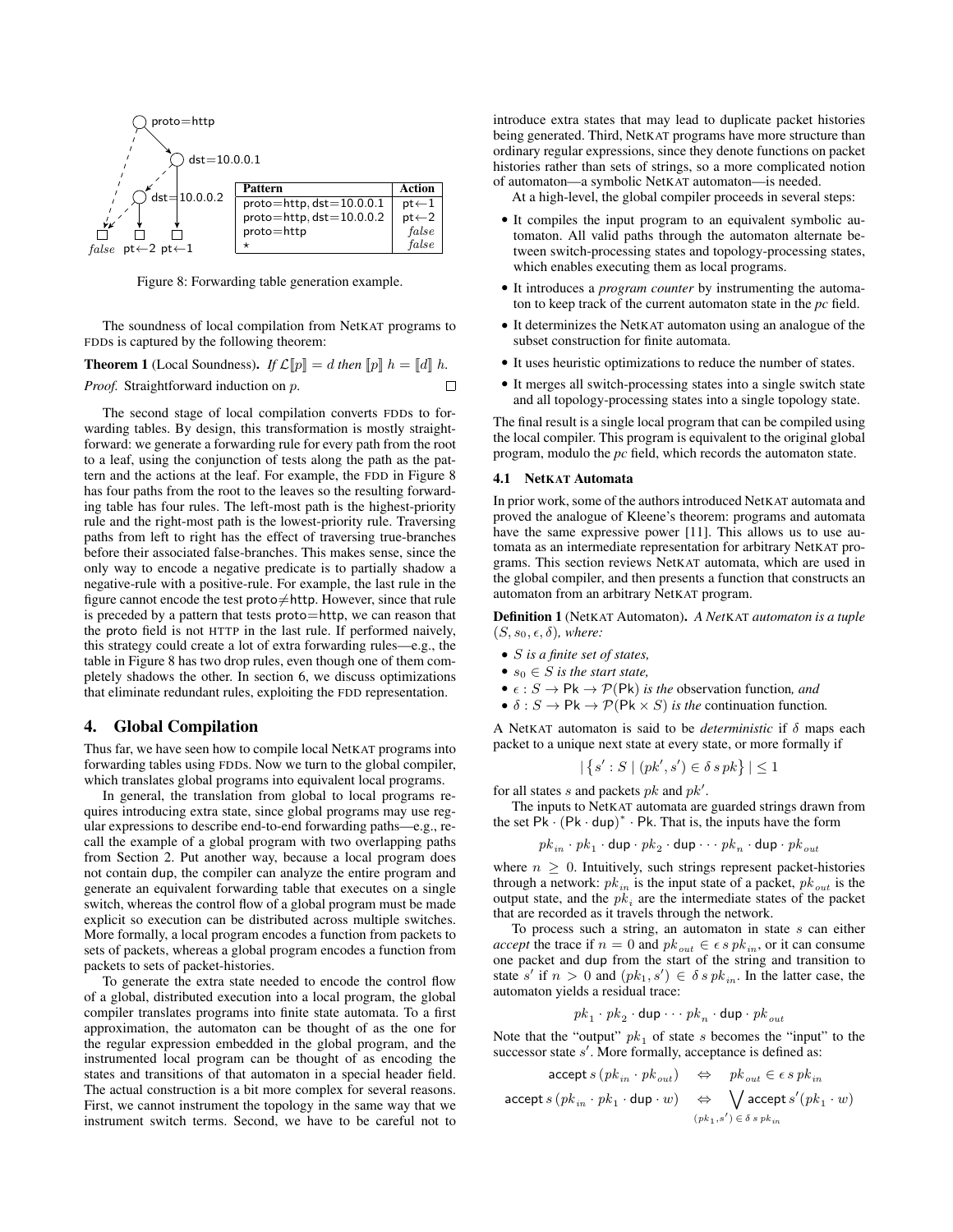| Pattern | Action |
| --- | --- |
| proto=http, dst=10.0.0.1 | pt←1 |
| proto=http, dst=10.0.0.2 | pt←2 |
| proto=http | *false* |
| ⋆ | *false* |

Figure 8: Forwarding table generation example.

The soundness of local compilation from NetKAT programs to FDDs is captured by the following theorem:

**Theorem 1** (Local Soundness). *If* $\mathcal{L}[\![p]\!] = d$ *then* $[\![p]\!]\ h = [\![d]\!]\ h$.

*Proof.* Straightforward induction on $p$. □

The second stage of local compilation converts FDDs to forwarding tables. By design, this transformation is mostly straightforward: we generate a forwarding rule for every path from the root to a leaf, using the conjunction of tests along the path as the pattern and the actions at the leaf. For example, the FDD in Figure 8 has four paths from the root to the leaves so the resulting forwarding table has four rules. The left-most path is the highest-priority rule and the right-most path is the lowest-priority rule. Traversing paths from left to right has the effect of traversing true-branches before their associated false-branches. This makes sense, since the only way to encode a negative predicate is to partially shadow a negative-rule with a positive-rule. For example, the last rule in the figure cannot encode the test proto≠http. However, since that rule is preceded by a pattern that tests proto=http, we can reason that the proto field is not HTTP in the last rule. If performed naively, this strategy could create a lot of extra forwarding rules—e.g., the table in Figure 8 has two drop rules, even though one of them completely shadows the other. In section 6, we discuss optimizations that eliminate redundant rules, exploiting the FDD representation.

## 4. Global Compilation

Thus far, we have seen how to compile local NetKAT programs into forwarding tables using FDDs. Now we turn to the global compiler, which translates global programs into equivalent local programs.

In general, the translation from global to local programs requires introducing extra state, since global programs may use regular expressions to describe end-to-end forwarding paths—e.g., recall the example of a global program with two overlapping paths from Section 2. Put another way, because a local program does not contain dup, the compiler can analyze the entire program and generate an equivalent forwarding table that executes on a single switch, whereas the control flow of a global program must be made explicit so execution can be distributed across multiple switches. More formally, a local program encodes a function from packets to sets of packets, whereas a global program encodes a function from packets to sets of packet-histories.

To generate the extra state needed to encode the control flow of a global, distributed execution into a local program, the global compiler translates programs into finite state automata. To a first approximation, the automaton can be thought of as the one for the regular expression embedded in the global program, and the instrumented local program can be thought of as encoding the states and transitions of that automaton in a special header field. The actual construction is a bit more complex for several reasons. First, we cannot instrument the topology in the same way that we instrument switch terms. Second, we have to be careful not to introduce extra states that may lead to duplicate packet histories being generated. Third, NetKAT programs have more structure than ordinary regular expressions, since they denote functions on packet histories rather than sets of strings, so a more complicated notion of automaton—a symbolic NetKAT automaton—is needed.

At a high-level, the global compiler proceeds in several steps:

- It compiles the input program to an equivalent symbolic automaton. All valid paths through the automaton alternate between switch-processing states and topology-processing states, which enables executing them as local programs.
- It introduces a *program counter* by instrumenting the automaton to keep track of the current automaton state in the *pc* field.
- It determinizes the NetKAT automaton using an analogue of the subset construction for finite automata.
- It uses heuristic optimizations to reduce the number of states.
- It merges all switch-processing states into a single switch state and all topology-processing states into a single topology state.

The final result is a single local program that can be compiled using the local compiler. This program is equivalent to the original global program, modulo the *pc* field, which records the automaton state.

### 4.1 NetKAT Automata

In prior work, some of the authors introduced NetKAT automata and proved the analogue of Kleene's theorem: programs and automata have the same expressive power [11]. This allows us to use automata as an intermediate representation for arbitrary NetKAT programs. This section reviews NetKAT automata, which are used in the global compiler, and then presents a function that constructs an automaton from an arbitrary NetKAT program.

**Definition 1** (NetKAT Automaton). *A NetKAT automaton is a tuple* $(S, s_0, \epsilon, \delta)$*, where:*

- $S$ *is a finite set of states,*
- $s_0 \in S$ *is the start state,*
- $\epsilon : S \to \mathsf{Pk} \to \mathcal{P}(\mathsf{Pk})$ *is the* observation function*, and*
- $\delta : S \to \mathsf{Pk} \to \mathcal{P}(\mathsf{Pk} \times S)$ *is the* continuation function*.*

A NetKAT automaton is said to be *deterministic* if $\delta$ maps each packet to a unique next state at every state, or more formally if

$$|\{s' : S \mid (pk', s') \in \delta\, s\, pk\}| \leq 1$$

for all states $s$ and packets $pk$ and $pk'$.

The inputs to NetKAT automata are guarded strings drawn from the set $\mathsf{Pk} \cdot (\mathsf{Pk} \cdot \mathsf{dup})^* \cdot \mathsf{Pk}$. That is, the inputs have the form

$$pk_{in} \cdot pk_1 \cdot \mathsf{dup} \cdot pk_2 \cdot \mathsf{dup} \cdots pk_n \cdot \mathsf{dup} \cdot pk_{out}$$

where $n \geq 0$. Intuitively, such strings represent packet-histories through a network: $pk_{in}$ is the input state of a packet, $pk_{out}$ is the output state, and the $pk_i$ are the intermediate states of the packet that are recorded as it travels through the network.

To process such a string, an automaton in state $s$ can either *accept* the trace if $n = 0$ and $pk_{out} \in \epsilon\, s\, pk_{in}$, or it can consume one packet and dup from the start of the string and transition to state $s'$ if $n > 0$ and $(pk_1, s') \in \delta\, s\, pk_{in}$. In the latter case, the automaton yields a residual trace:

$$pk_1 \cdot pk_2 \cdot \mathsf{dup} \cdots pk_n \cdot \mathsf{dup} \cdot pk_{out}$$

Note that the "output" $pk_1$ of state $s$ becomes the "input" to the successor state $s'$. More formally, acceptance is defined as:

$$\begin{aligned} \mathsf{accept}\, s\, (pk_{in} \cdot pk_{out}) \quad &\Leftrightarrow \quad pk_{out} \in \epsilon\, s\, pk_{in} \\ \mathsf{accept}\, s\, (pk_{in} \cdot pk_1 \cdot \mathsf{dup} \cdot w) \quad &\Leftrightarrow \quad \bigvee_{(pk_1, s') \in \delta\, s\, pk_{in}} \mathsf{accept}\, s'(pk_1 \cdot w) \end{aligned}$$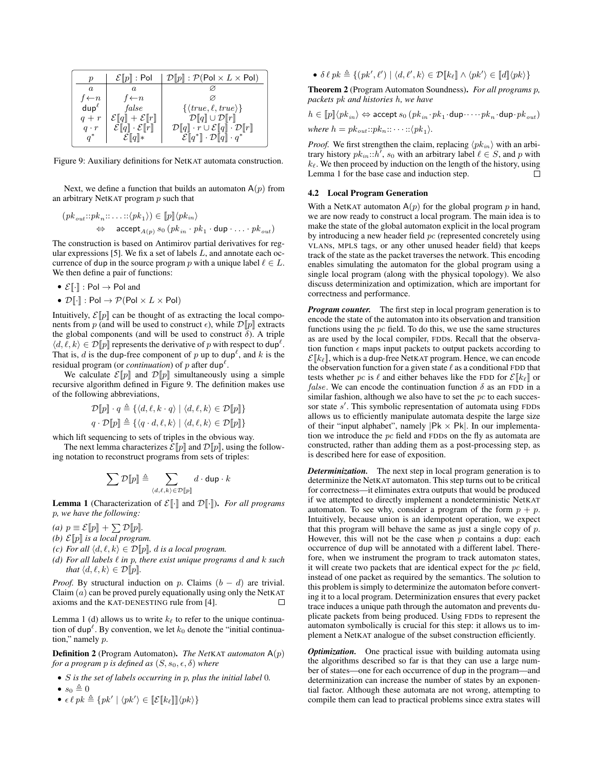| $p$ | $\mathcal{E}[\![p]\!]$ : Pol | $\mathcal{D}[\![p]\!]$ : $\mathcal{P}$(Pol × $L$ × Pol) |
|---|---|---|
| $a$ | $a$ | $\varnothing$ |
| $f{\leftarrow}n$ | $f{\leftarrow}n$ | $\varnothing$ |
| $\mathsf{dup}^\ell$ | $\mathit{false}$ | $\{\langle \mathit{true}, \ell, \mathit{true}\rangle\}$ |
| $q + r$ | $\mathcal{E}[\![q]\!] + \mathcal{E}[\![r]\!]$ | $\mathcal{D}[\![q]\!] \cup \mathcal{D}[\![r]\!]$ |
| $q \cdot r$ | $\mathcal{E}[\![q]\!] \cdot \mathcal{E}[\![r]\!]$ | $\mathcal{D}[\![q]\!] \cdot r \cup \mathcal{E}[\![q]\!] \cdot \mathcal{D}[\![r]\!]$ |
| $q^*$ | $\mathcal{E}[\![q]\!]*$ | $\mathcal{E}[\![q^*]\!] \cdot \mathcal{D}[\![q]\!] \cdot q^*$ |

Figure 9: Auxiliary definitions for NetKAT automata construction.

Next, we define a function that builds an automaton $\mathsf{A}(p)$ from an arbitrary NetKAT program $p$ such that

$$(pk_{out}{::}pk_n{::}\ldots{::}\langle pk_1\rangle) \in [\![p]\!]\langle pk_{in}\rangle$$
$$\Leftrightarrow \quad \mathsf{accept}_{A(p)}\ s_0\ (pk_{in} \cdot pk_1 \cdot \mathsf{dup} \cdot \ldots \cdot pk_{out})$$

The construction is based on Antimirov partial derivatives for regular expressions [5]. We fix a set of labels $L$, and annotate each occurrence of dup in the source program $p$ with a unique label $\ell \in L$. We then define a pair of functions:

- $\mathcal{E}[\![\cdot]\!]$ : Pol → Pol and
- $\mathcal{D}[\![\cdot]\!]$ : Pol → $\mathcal{P}$(Pol × $L$ × Pol)

Intuitively, $\mathcal{E}[\![p]\!]$ can be thought of as extracting the local components from $p$ (and will be used to construct $\epsilon$), while $\mathcal{D}[\![p]\!]$ extracts the global components (and will be used to construct $\delta$). A triple $\langle d, \ell, k\rangle \in \mathcal{D}[\![p]\!]$ represents the derivative of $p$ with respect to $\mathsf{dup}^\ell$. That is, $d$ is the dup-free component of $p$ up to $\mathsf{dup}^\ell$, and $k$ is the residual program (or *continuation*) of $p$ after $\mathsf{dup}^\ell$.

We calculate $\mathcal{E}[\![p]\!]$ and $\mathcal{D}[\![p]\!]$ simultaneously using a simple recursive algorithm defined in Figure 9. The definition makes use of the following abbreviations,

$$\mathcal{D}[\![p]\!] \cdot q \triangleq \{\langle d, \ell, k \cdot q\rangle \mid \langle d, \ell, k\rangle \in \mathcal{D}[\![p]\!]\}$$
$$q \cdot \mathcal{D}[\![p]\!] \triangleq \{\langle q \cdot d, \ell, k\rangle \mid \langle d, \ell, k\rangle \in \mathcal{D}[\![p]\!]\}$$

which lift sequencing to sets of triples in the obvious way.

The next lemma characterizes $\mathcal{E}[\![p]\!]$ and $\mathcal{D}[\![p]\!]$, using the following notation to reconstruct programs from sets of triples:

$$\sum \mathcal{D}[\![p]\!] \triangleq \sum_{\langle d,\ell,k\rangle \in \mathcal{D}[\![p]\!]} d \cdot \mathsf{dup} \cdot k$$

**Lemma 1** (Characterization of $\mathcal{E}[\![\cdot]\!]$ and $\mathcal{D}[\![\cdot]\!]$). *For all programs $p$, we have the following:*

*(a) $p \equiv \mathcal{E}[\![p]\!] + \sum \mathcal{D}[\![p]\!]$.*
*(b) $\mathcal{E}[\![p]\!]$ is a local program.*
*(c) For all $\langle d, \ell, k\rangle \in \mathcal{D}[\![p]\!]$, $d$ is a local program.*
*(d) For all labels $\ell$ in $p$, there exist unique programs $d$ and $k$ such that $\langle d, \ell, k\rangle \in \mathcal{D}[\![p]\!]$.*

*Proof.* By structural induction on $p$. Claims $(b - d)$ are trivial. Claim $(a)$ can be proved purely equationally using only the NetKAT axioms and the KAT-DENESTING rule from [4]. □

Lemma 1 (d) allows us to write $k_\ell$ to refer to the unique continuation of $\mathsf{dup}^\ell$. By convention, we let $k_0$ denote the "initial continuation," namely $p$.

**Definition 2** (Program Automaton). *The NetKAT automaton $\mathsf{A}(p)$ for a program $p$ is defined as $(S, s_0, \epsilon, \delta)$ where*

- *$S$ is the set of labels occurring in $p$, plus the initial label 0.*
- $s_0 \triangleq 0$
- $\epsilon\ \ell\ pk \triangleq \{pk' \mid \langle pk'\rangle \in [\![\mathcal{E}[\![k_\ell]\!]]\!]\langle pk\rangle\}$
- $\delta\ \ell\ pk \triangleq \{(pk', \ell') \mid \langle d, \ell', k\rangle \in \mathcal{D}[\![k_\ell]\!] \wedge \langle pk'\rangle \in [\![d]\!]\langle pk\rangle\}$

**Theorem 2** (Program Automaton Soundness). *For all programs $p$, packets $pk$ and histories $h$, we have*

$$h \in [\![p]\!]\langle pk_{in}\rangle \Leftrightarrow \mathsf{accept}\ s_0\ (pk_{in} \cdot pk_1 \cdot \mathsf{dup} \cdot \cdots \cdot pk_n \cdot \mathsf{dup} \cdot pk_{out})$$

*where $h = pk_{out}{::}pk_n{::}\cdots{::}\langle pk_1\rangle$.*

*Proof.* We first strengthen the claim, replacing $\langle pk_{in}\rangle$ with an arbitrary history $pk_{in}{::}h'$, $s_0$ with an arbitrary label $\ell \in S$, and $p$ with $k_\ell$. We then proceed by induction on the length of the history, using Lemma 1 for the base case and induction step. □

### 4.2 Local Program Generation

With a NetKAT automaton $\mathsf{A}(p)$ for the global program $p$ in hand, we are now ready to construct a local program. The main idea is to make the state of the global automaton explicit in the local program by introducing a new header field $pc$ (represented concretely using VLANs, MPLS tags, or any other unused header field) that keeps track of the state as the packet traverses the network. This encoding enables simulating the automaton for the global program using a single local program (along with the physical topology). We also discuss determinization and optimization, which are important for correctness and performance.

***Program counter.*** The first step in local program generation is to encode the state of the automaton into its observation and transition functions using the $pc$ field. To do this, we use the same structures as are used by the local compiler, FDDs. Recall that the observation function $\epsilon$ maps input packets to output packets according to $\mathcal{E}[\![k_\ell]\!]$, which is a dup-free NetKAT program. Hence, we can encode the observation function for a given state $\ell$ as a conditional FDD that tests whether $pc$ is $\ell$ and either behaves like the FDD for $\mathcal{E}[\![k_\ell]\!]$ or $\mathit{false}$. We can encode the continuation function $\delta$ as an FDD in a similar fashion, although we also have to set the $pc$ to each successor state $s'$. This symbolic representation of automata using FDDs allows us to efficiently manipulate automata despite the large size of their "input alphabet", namely $|\mathsf{Pk} \times \mathsf{Pk}|$. In our implementation we introduce the $pc$ field and FDDs on the fly as automata are constructed, rather than adding them as a post-processing step, as is described here for ease of exposition.

***Determinization.*** The next step in local program generation is to determinize the NetKAT automaton. This step turns out to be critical for correctness—it eliminates extra outputs that would be produced if we attempted to directly implement a nondeterministic NetKAT automaton. To see why, consider a program of the form $p + p$. Intuitively, because union is an idempotent operation, we expect that this program will behave the same as just a single copy of $p$. However, this will not be the case when $p$ contains a dup: each occurrence of dup will be annotated with a different label. Therefore, when we instrument the program to track automaton states, it will create two packets that are identical expect for the $pc$ field, instead of one packet as required by the semantics. The solution to this problem is simply to determinize the automaton before converting it to a local program. Determinization ensures that every packet trace induces a unique path through the automaton and prevents duplicate packets from being produced. Using FDDs to represent the automaton symbolically is crucial for this step: it allows us to implement a NetKAT analogue of the subset construction efficiently.

***Optimization.*** One practical issue with building automata using the algorithms described so far is that they can use a large number of states—one for each occurrence of dup in the program—and determinization can increase the number of states by an exponential factor. Although these automata are not wrong, attempting to compile them can lead to practical problems since extra states will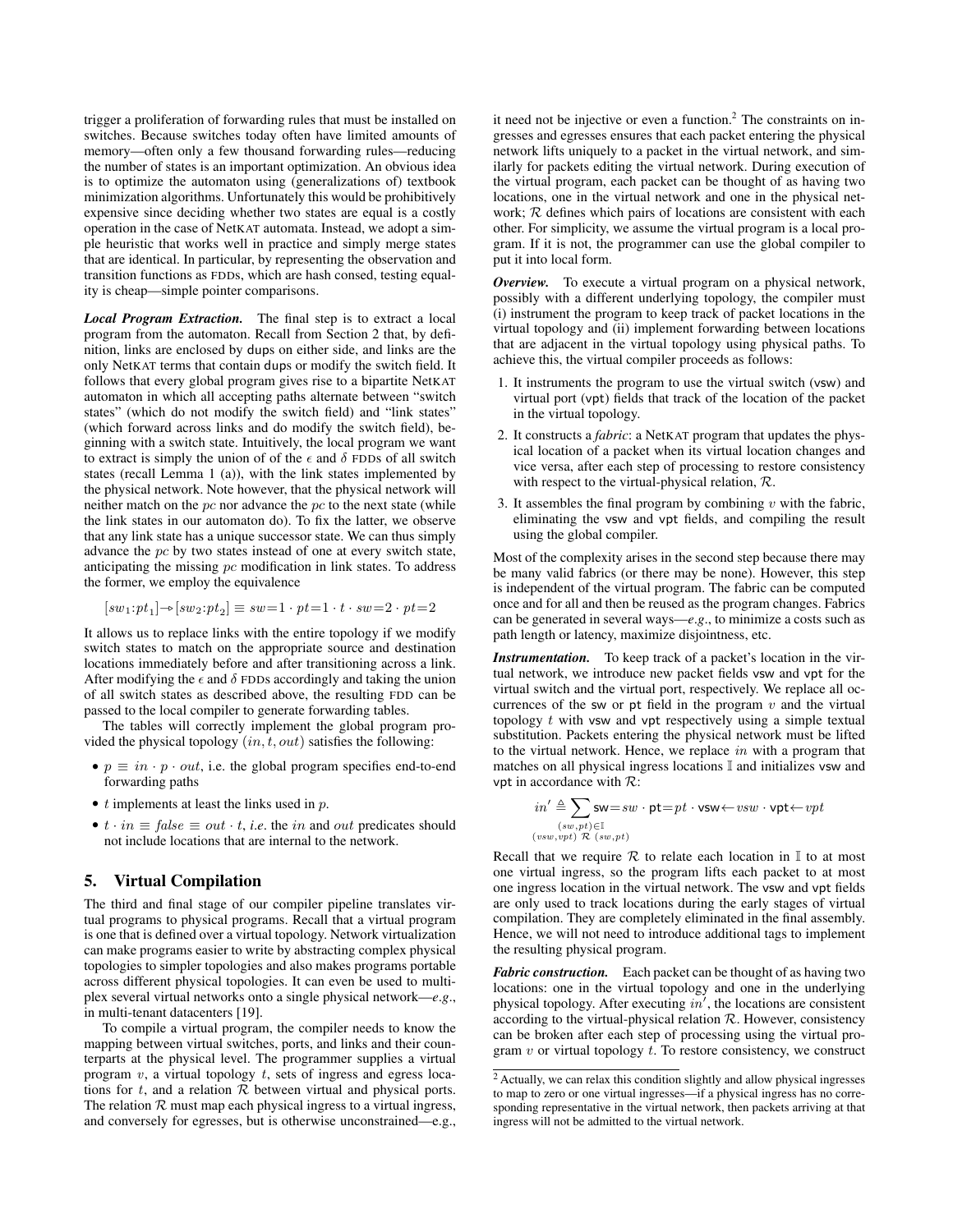trigger a proliferation of forwarding rules that must be installed on switches. Because switches today often have limited amounts of memory—often only a few thousand forwarding rules—reducing the number of states is an important optimization. An obvious idea is to optimize the automaton using (generalizations of) textbook minimization algorithms. Unfortunately this would be prohibitively expensive since deciding whether two states are equal is a costly operation in the case of NetKAT automata. Instead, we adopt a simple heuristic that works well in practice and simply merge states that are identical. In particular, by representing the observation and transition functions as FDDs, which are hash consed, testing equality is cheap—simple pointer comparisons.

***Local Program Extraction.*** The final step is to extract a local program from the automaton. Recall from Section 2 that, by definition, links are enclosed by dups on either side, and links are the only NetKAT terms that contain dups or modify the switch field. It follows that every global program gives rise to a bipartite NetKAT automaton in which all accepting paths alternate between "switch states" (which do not modify the switch field) and "link states" (which forward across links and do modify the switch field), beginning with a switch state. Intuitively, the local program we want to extract is simply the union of of the $\epsilon$ and $\delta$ FDDs of all switch states (recall Lemma 1 (a)), with the link states implemented by the physical network. Note however, that the physical network will neither match on the $pc$ nor advance the $pc$ to the next state (while the link states in our automaton do). To fix the latter, we observe that any link state has a unique successor state. We can thus simply advance the $pc$ by two states instead of one at every switch state, anticipating the missing $pc$ modification in link states. To address the former, we employ the equivalence

$$[sw_1{:}pt_1] \twoheadrightarrow [sw_2{:}pt_2] \equiv sw{=}1 \cdot pt{=}1 \cdot t \cdot sw{=}2 \cdot pt{=}2$$

It allows us to replace links with the entire topology if we modify switch states to match on the appropriate source and destination locations immediately before and after transitioning across a link. After modifying the $\epsilon$ and $\delta$ FDDs accordingly and taking the union of all switch states as described above, the resulting FDD can be passed to the local compiler to generate forwarding tables.

The tables will correctly implement the global program provided the physical topology $(in, t, out)$ satisfies the following:

- $p \equiv in \cdot p \cdot out$, i.e. the global program specifies end-to-end forwarding paths
- $t$ implements at least the links used in $p$.
- $t \cdot in \equiv false \equiv out \cdot t$, *i.e.* the $in$ and $out$ predicates should not include locations that are internal to the network.

## 5. Virtual Compilation

The third and final stage of our compiler pipeline translates virtual programs to physical programs. Recall that a virtual program is one that is defined over a virtual topology. Network virtualization can make programs easier to write by abstracting complex physical topologies to simpler topologies and also makes programs portable across different physical topologies. It can even be used to multiplex several virtual networks onto a single physical network—*e.g.*, in multi-tenant datacenters [19].

To compile a virtual program, the compiler needs to know the mapping between virtual switches, ports, and links and their counterparts at the physical level. The programmer supplies a virtual program $v$, a virtual topology $t$, sets of ingress and egress locations for $t$, and a relation $\mathcal{R}$ between virtual and physical ports. The relation $\mathcal{R}$ must map each physical ingress to a virtual ingress, and conversely for egresses, but is otherwise unconstrained—e.g., it need not be injective or even a function.[2] The constraints on ingresses and egresses ensures that each packet entering the physical network lifts uniquely to a packet in the virtual network, and similarly for packets editing the virtual network. During execution of the virtual program, each packet can be thought of as having two locations, one in the virtual network and one in the physical network; $\mathcal{R}$ defines which pairs of locations are consistent with each other. For simplicity, we assume the virtual program is a local program. If it is not, the programmer can use the global compiler to put it into local form.

***Overview.*** To execute a virtual program on a physical network, possibly with a different underlying topology, the compiler must (i) instrument the program to keep track of packet locations in the virtual topology and (ii) implement forwarding between locations that are adjacent in the virtual topology using physical paths. To achieve this, the virtual compiler proceeds as follows:

1. It instruments the program to use the virtual switch (vsw) and virtual port (vpt) fields that track of the location of the packet in the virtual topology.
2. It constructs a *fabric*: a NetKAT program that updates the physical location of a packet when its virtual location changes and vice versa, after each step of processing to restore consistency with respect to the virtual-physical relation, $\mathcal{R}$.
3. It assembles the final program by combining $v$ with the fabric, eliminating the vsw and vpt fields, and compiling the result using the global compiler.

Most of the complexity arises in the second step because there may be many valid fabrics (or there may be none). However, this step is independent of the virtual program. The fabric can be computed once and for all and then be reused as the program changes. Fabrics can be generated in several ways—*e.g.*, to minimize a costs such as path length or latency, maximize disjointness, etc.

***Instrumentation.*** To keep track of a packet's location in the virtual network, we introduce new packet fields vsw and vpt for the virtual switch and the virtual port, respectively. We replace all occurrences of the sw or pt field in the program $v$ and the virtual topology $t$ with vsw and vpt respectively using a simple textual substitution. Packets entering the physical network must be lifted to the virtual network. Hence, we replace $in$ with a program that matches on all physical ingress locations $\mathbb{I}$ and initializes vsw and vpt in accordance with $\mathcal{R}$:

$$in' \triangleq \sum_{\substack{(sw,pt) \in \mathbb{I} \\ (vsw,vpt)\ \mathcal{R}\ (sw,pt)}} \mathsf{sw}{=}sw \cdot \mathsf{pt}{=}pt \cdot \mathsf{vsw}{\leftarrow}vsw \cdot \mathsf{vpt}{\leftarrow}vpt$$

Recall that we require $\mathcal{R}$ to relate each location in $\mathbb{I}$ to at most one virtual ingress, so the program lifts each packet to at most one ingress location in the virtual network. The vsw and vpt fields are only used to track locations during the early stages of virtual compilation. They are completely eliminated in the final assembly. Hence, we will not need to introduce additional tags to implement the resulting physical program.

***Fabric construction.*** Each packet can be thought of as having two locations: one in the virtual topology and one in the underlying physical topology. After executing $in'$, the locations are consistent according to the virtual-physical relation $\mathcal{R}$. However, consistency can be broken after each step of processing using the virtual program $v$ or virtual topology $t$. To restore consistency, we construct

[2] Actually, we can relax this condition slightly and allow physical ingresses to map to zero or one virtual ingresses—if a physical ingress has no corresponding representative in the virtual network, then packets arriving at that ingress will not be admitted to the virtual network.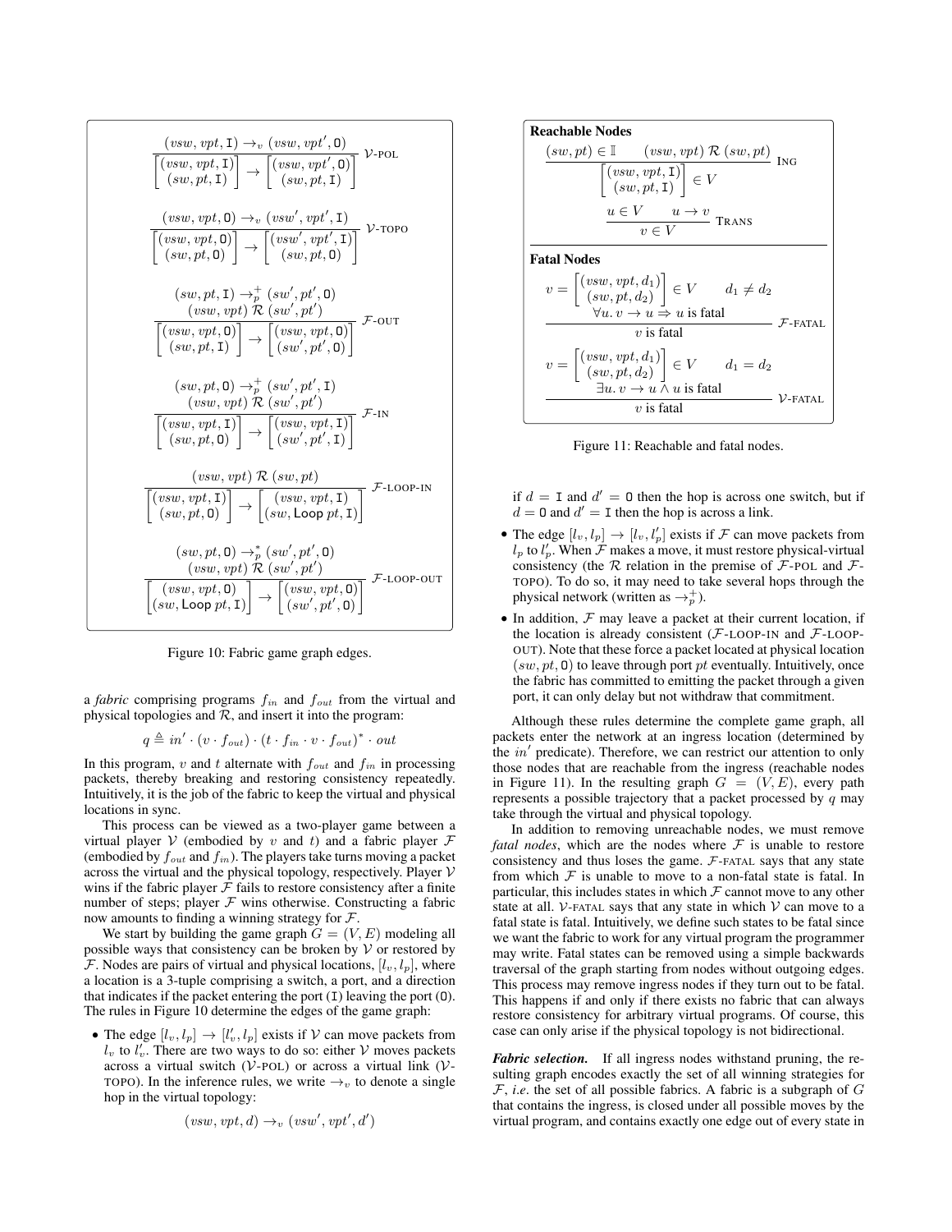$$\frac{(vsw, vpt, \mathtt{I}) \to_v (vsw, vpt', \mathtt{O})}{\begin{bmatrix}(vsw, vpt, \mathtt{I})\\(sw, pt, \mathtt{I})\end{bmatrix} \to \begin{bmatrix}(vsw, vpt', \mathtt{O})\\(sw, pt, \mathtt{I})\end{bmatrix}} \ \mathcal{V}\text{-POL}$$

$$\frac{(vsw, vpt, \mathtt{O}) \to_v (vsw', vpt', \mathtt{I})}{\begin{bmatrix}(vsw, vpt, \mathtt{O})\\(sw, pt, \mathtt{O})\end{bmatrix} \to \begin{bmatrix}(vsw', vpt', \mathtt{I})\\(sw, pt, \mathtt{O})\end{bmatrix}} \ \mathcal{V}\text{-TOPO}$$

$$\frac{(sw, pt, \mathtt{I}) \to_p^+ (sw', pt', \mathtt{O}) \quad (vsw, vpt)\ \mathcal{R}\ (sw', pt')}{\begin{bmatrix}(vsw, vpt, \mathtt{O})\\(sw, pt, \mathtt{I})\end{bmatrix} \to \begin{bmatrix}(vsw, vpt, \mathtt{O})\\(sw', pt', \mathtt{O})\end{bmatrix}} \ \mathcal{F}\text{-OUT}$$

$$\frac{(sw, pt, \mathtt{O}) \to_p^+ (sw', pt', \mathtt{I}) \quad (vsw, vpt)\ \mathcal{R}\ (sw', pt')}{\begin{bmatrix}(vsw, vpt, \mathtt{I})\\(sw, pt, \mathtt{O})\end{bmatrix} \to \begin{bmatrix}(vsw, vpt, \mathtt{I})\\(sw', pt', \mathtt{I})\end{bmatrix}} \ \mathcal{F}\text{-IN}$$

$$\frac{(vsw, vpt)\ \mathcal{R}\ (sw, pt)}{\begin{bmatrix}(vsw, vpt, \mathtt{I})\\(sw, pt, \mathtt{O})\end{bmatrix} \to \begin{bmatrix}(vsw, vpt, \mathtt{I})\\(sw, \mathsf{Loop}\ pt, \mathtt{I})\end{bmatrix}} \ \mathcal{F}\text{-LOOP-IN}$$

$$\frac{(sw, pt, \mathtt{O}) \to_p^* (sw', pt', \mathtt{O}) \quad (vsw, vpt)\ \mathcal{R}\ (sw', pt')}{\begin{bmatrix}(vsw, vpt, \mathtt{O})\\(sw, \mathsf{Loop}\ pt, \mathtt{I})\end{bmatrix} \to \begin{bmatrix}(vsw, vpt, \mathtt{O})\\(sw', pt', \mathtt{O})\end{bmatrix}} \ \mathcal{F}\text{-LOOP-OUT}$$

Figure 10: Fabric game graph edges.

a *fabric* comprising programs $f_{in}$ and $f_{out}$ from the virtual and physical topologies and $\mathcal{R}$, and insert it into the program:

$$q \triangleq in' \cdot (v \cdot f_{out}) \cdot (t \cdot f_{in} \cdot v \cdot f_{out})^* \cdot out$$

In this program, $v$ and $t$ alternate with $f_{out}$ and $f_{in}$ in processing packets, thereby breaking and restoring consistency repeatedly. Intuitively, it is the job of the fabric to keep the virtual and physical locations in sync.

This process can be viewed as a two-player game between a virtual player $\mathcal{V}$ (embodied by $v$ and $t$) and a fabric player $\mathcal{F}$ (embodied by $f_{out}$ and $f_{in}$). The players take turns moving a packet across the virtual and the physical topology, respectively. Player $\mathcal{V}$ wins if the fabric player $\mathcal{F}$ fails to restore consistency after a finite number of steps; player $\mathcal{F}$ wins otherwise. Constructing a fabric now amounts to finding a winning strategy for $\mathcal{F}$.

We start by building the game graph $G = (V, E)$ modeling all possible ways that consistency can be broken by $\mathcal{V}$ or restored by $\mathcal{F}$. Nodes are pairs of virtual and physical locations, $[l_v, l_p]$, where a location is a 3-tuple comprising a switch, a port, and a direction that indicates if the packet entering the port (I) leaving the port (O). The rules in Figure 10 determine the edges of the game graph:

- The edge $[l_v, l_p] \to [l'_v, l_p]$ exists if $\mathcal{V}$ can move packets from $l_v$ to $l'_v$. There are two ways to do so: either $\mathcal{V}$ moves packets across a virtual switch ($\mathcal{V}$-POL) or across a virtual link ($\mathcal{V}$-TOPO). In the inference rules, we write $\to_v$ to denote a single hop in the virtual topology:

$$(vsw, vpt, d) \to_v (vsw', vpt', d')$$

$$\frac{(sw, pt) \in \mathbb{I} \qquad (vsw, vpt)\ \mathcal{R}\ (sw, pt)}{\begin{bmatrix}(vsw, vpt, \mathtt{I})\\(sw, pt, \mathtt{I})\end{bmatrix} \in V} \ \text{ING}$$

$$\frac{u \in V \qquad u \to v}{v \in V} \ \text{TRANS}$$

**Fatal Nodes**

$$\frac{v = \begin{bmatrix}(vsw, vpt, d_1)\\(sw, pt, d_2)\end{bmatrix} \in V \qquad d_1 \neq d_2 \qquad \forall u.\ v \to u \Rightarrow u \text{ is fatal}}{v \text{ is fatal}} \ \mathcal{F}\text{-FATAL}$$

$$\frac{v = \begin{bmatrix}(vsw, vpt, d_1)\\(sw, pt, d_2)\end{bmatrix} \in V \qquad d_1 = d_2 \qquad \exists u.\ v \to u \wedge u \text{ is fatal}}{v \text{ is fatal}} \ \mathcal{V}\text{-FATAL}$$

Figure 11: Reachable and fatal nodes.

if $d = \mathtt{I}$ and $d' = \mathtt{O}$ then the hop is across one switch, but if $d = \mathtt{O}$ and $d' = \mathtt{I}$ then the hop is across a link.

- The edge $[l_v, l_p] \to [l_v, l'_p]$ exists if $\mathcal{F}$ can move packets from $l_p$ to $l'_p$. When $\mathcal{F}$ makes a move, it must restore physical-virtual consistency (the $\mathcal{R}$ relation in the premise of $\mathcal{F}$-POL and $\mathcal{F}$-TOPO). To do so, it may need to take several hops through the physical network (written as $\to_p^+$).
- In addition, $\mathcal{F}$ may leave a packet at their current location, if the location is already consistent ($\mathcal{F}$-LOOP-IN and $\mathcal{F}$-LOOP-OUT). Note that these force a packet located at physical location $(sw, pt, \mathtt{O})$ to leave through port $pt$ eventually. Intuitively, once the fabric has committed to emitting the packet through a given port, it can only delay but not withdraw that commitment.

Although these rules determine the complete game graph, all packets enter the network at an ingress location (determined by the $in'$ predicate). Therefore, we can restrict our attention to only those nodes that are reachable from the ingress (reachable nodes in Figure 11). In the resulting graph $G = (V, E)$, every path represents a possible trajectory that a packet processed by $q$ may take through the virtual and physical topology.

In addition to removing unreachable nodes, we must remove *fatal nodes*, which are the nodes where $\mathcal{F}$ is unable to restore consistency and thus loses the game. $\mathcal{F}$-FATAL says that any state from which $\mathcal{F}$ is unable to move to a non-fatal state is fatal. In particular, this includes states in which $\mathcal{F}$ cannot move to any other state at all. $\mathcal{V}$-FATAL says that any state in which $\mathcal{V}$ can move to a fatal state is fatal. Intuitively, we define such states to be fatal since we want the fabric to work for any virtual program the programmer may write. Fatal states can be removed using a simple backwards traversal of the graph starting from nodes without outgoing edges. This process may remove ingress nodes if they turn out to be fatal. This happens if and only if there exists no fabric that can always restore consistency for arbitrary virtual programs. Of course, this case can only arise if the physical topology is not bidirectional.

***Fabric selection.*** If all ingress nodes withstand pruning, the resulting graph encodes exactly the set of all winning strategies for $\mathcal{F}$, *i.e.* the set of all possible fabrics. A fabric is a subgraph of $G$ that contains the ingress, is closed under all possible moves by the virtual program, and contains exactly one edge out of every state in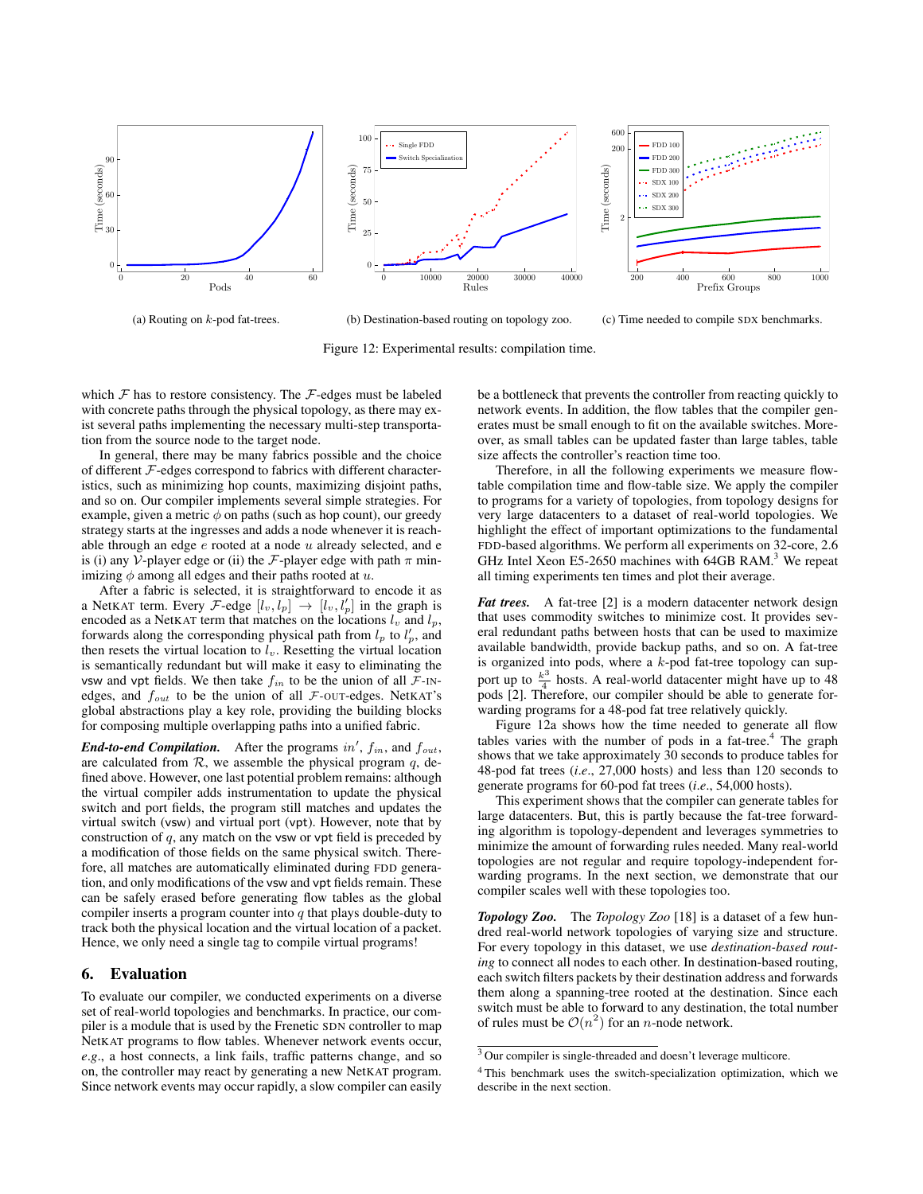(a) Routing on $k$-pod fat-trees.

(b) Destination-based routing on topology zoo.

(c) Time needed to compile SDX benchmarks.

Figure 12: Experimental results: compilation time.

which $\mathcal{F}$ has to restore consistency. The $\mathcal{F}$-edges must be labeled with concrete paths through the physical topology, as there may exist several paths implementing the necessary multi-step transportation from the source node to the target node.

In general, there may be many fabrics possible and the choice of different $\mathcal{F}$-edges correspond to fabrics with different characteristics, such as minimizing hop counts, maximizing disjoint paths, and so on. Our compiler implements several simple strategies. For example, given a metric $\phi$ on paths (such as hop count), our greedy strategy starts at the ingresses and adds a node whenever it is reachable through an edge $e$ rooted at a node $u$ already selected, and e is (i) any $\mathcal{V}$-player edge or (ii) the $\mathcal{F}$-player edge with path $\pi$ minimizing $\phi$ among all edges and their paths rooted at $u$.

After a fabric is selected, it is straightforward to encode it as a NetKAT term. Every $\mathcal{F}$-edge $[l_v, l_p] \rightarrow [l_v, l'_p]$ in the graph is encoded as a NetKAT term that matches on the locations $l_v$ and $l_p$, forwards along the corresponding physical path from $l_p$ to $l'_p$, and then resets the virtual location to $l_v$. Resetting the virtual location is semantically redundant but will make it easy to eliminating the vsw and vpt fields. We then take $f_{in}$ to be the union of all $\mathcal{F}$-IN-edges, and $f_{out}$ to be the union of all $\mathcal{F}$-OUT-edges. NetKAT's global abstractions play a key role, providing the building blocks for composing multiple overlapping paths into a unified fabric.

***End-to-end Compilation.*** After the programs $in'$, $f_{in}$, and $f_{out}$, are calculated from $\mathcal{R}$, we assemble the physical program $q$, defined above. However, one last potential problem remains: although the virtual compiler adds instrumentation to update the physical switch and port fields, the program still matches and updates the virtual switch (vsw) and virtual port (vpt). However, note that by construction of $q$, any match on the vsw or vpt field is preceded by a modification of those fields on the same physical switch. Therefore, all matches are automatically eliminated during FDD generation, and only modifications of the vsw and vpt fields remain. These can be safely erased before generating flow tables as the global compiler inserts a program counter into $q$ that plays double-duty to track both the physical location and the virtual location of a packet. Hence, we only need a single tag to compile virtual programs!

## 6. Evaluation

To evaluate our compiler, we conducted experiments on a diverse set of real-world topologies and benchmarks. In practice, our compiler is a module that is used by the Frenetic SDN controller to map NetKAT programs to flow tables. Whenever network events occur, *e.g.*, a host connects, a link fails, traffic patterns change, and so on, the controller may react by generating a new NetKAT program. Since network events may occur rapidly, a slow compiler can easily be a bottleneck that prevents the controller from reacting quickly to network events. In addition, the flow tables that the compiler generates must be small enough to fit on the available switches. Moreover, as small tables can be updated faster than large tables, table size affects the controller's reaction time too.

Therefore, in all the following experiments we measure flow-table compilation time and flow-table size. We apply the compiler to programs for a variety of topologies, from topology designs for very large datacenters to a dataset of real-world topologies. We highlight the effect of important optimizations to the fundamental FDD-based algorithms. We perform all experiments on 32-core, 2.6 GHz Intel Xeon E5-2650 machines with 64GB RAM.[3] We repeat all timing experiments ten times and plot their average.

***Fat trees.*** A fat-tree [2] is a modern datacenter network design that uses commodity switches to minimize cost. It provides several redundant paths between hosts that can be used to maximize available bandwidth, provide backup paths, and so on. A fat-tree is organized into pods, where a $k$-pod fat-tree topology can support up to $\frac{k^3}{4}$ hosts. A real-world datacenter might have up to 48 pods [2]. Therefore, our compiler should be able to generate forwarding programs for a 48-pod fat tree relatively quickly.

Figure 12a shows how the time needed to generate all flow tables varies with the number of pods in a fat-tree.[4] The graph shows that we take approximately 30 seconds to produce tables for 48-pod fat trees (*i.e.*, 27,000 hosts) and less than 120 seconds to generate programs for 60-pod fat trees (*i.e.*, 54,000 hosts).

This experiment shows that the compiler can generate tables for large datacenters. But, this is partly because the fat-tree forwarding algorithm is topology-dependent and leverages symmetries to minimize the amount of forwarding rules needed. Many real-world topologies are not regular and require topology-independent forwarding programs. In the next section, we demonstrate that our compiler scales well with these topologies too.

***Topology Zoo.*** The *Topology Zoo* [18] is a dataset of a few hundred real-world network topologies of varying size and structure. For every topology in this dataset, we use *destination-based routing* to connect all nodes to each other. In destination-based routing, each switch filters packets by their destination address and forwards them along a spanning-tree rooted at the destination. Since each switch must be able to forward to any destination, the total number of rules must be $\mathcal{O}(n^2)$ for an $n$-node network.

[3] Our compiler is single-threaded and doesn't leverage multicore.

[4] This benchmark uses the switch-specialization optimization, which we describe in the next section.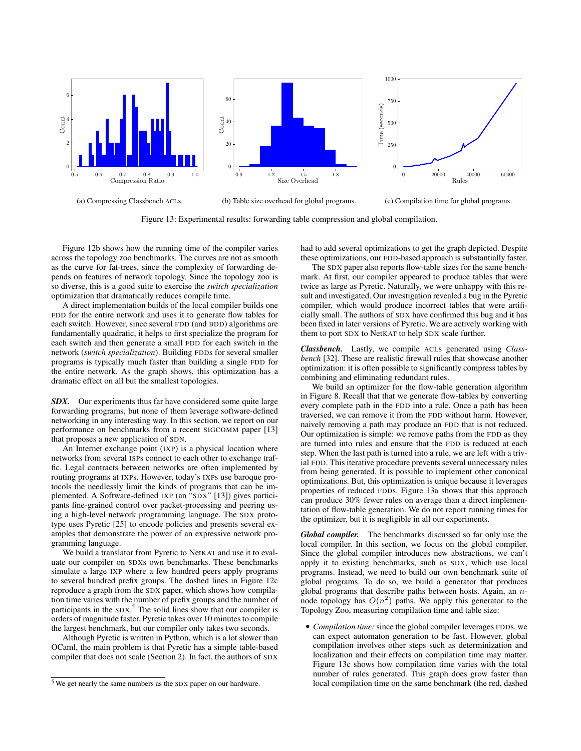(a) Compressing Classbench ACLs.

(b) Table size overhead for global programs.

(c) Compilation time for global programs.

Figure 13: Experimental results: forwarding table compression and global compilation.

Figure 12b shows how the running time of the compiler varies across the topology zoo benchmarks. The curves are not as smooth as the curve for fat-trees, since the complexity of forwarding depends on features of network topology. Since the topology zoo is so diverse, this is a good suite to exercise the *switch specialization* optimization that dramatically reduces compile time.

A direct implementation builds of the local compiler builds one FDD for the entire network and uses it to generate flow tables for each switch. However, since several FDD (and BDD) algorithms are fundamentally quadratic, it helps to first specialize the program for each switch and then generate a small FDD for each switch in the network (*switch specialization*). Building FDDs for several smaller programs is typically much faster than building a single FDD for the entire network. As the graph shows, this optimization has a dramatic effect on all but the smallest topologies.

***SDX.*** Our experiments thus far have considered some quite large forwarding programs, but none of them leverage software-defined networking in any interesting way. In this section, we report on our performance on benchmarks from a recent SIGCOMM paper [13] that proposes a new application of SDN.

An Internet exchange point (IXP) is a physical location where networks from several ISPs connect to each other to exchange traffic. Legal contracts between networks are often implemented by routing programs at IXPs. However, today's IXPs use baroque protocols the needlessly limit the kinds of programs that can be implemented. A Software-defined IXP (an "SDX" [13]) gives participants fine-grained control over packet-processing and peering using a high-level network programming language. The SDX prototype uses Pyretic [25] to encode policies and presents several examples that demonstrate the power of an expressive network programming language.

We build a translator from Pyretic to NetKAT and use it to evaluate our compiler on SDXs own benchmarks. These benchmarks simulate a large IXP where a few hundred peers apply programs to several hundred prefix groups. The dashed lines in Figure 12c reproduce a graph from the SDX paper, which shows how compilation time varies with the number of prefix groups and the number of participants in the SDX.[5] The solid lines show that our compiler is orders of magnitude faster. Pyretic takes over 10 minutes to compile the largest benchmark, but our compiler only takes two seconds.

Although Pyretic is written in Python, which is a lot slower than OCaml, the main problem is that Pyretic has a simple table-based compiler that does not scale (Section 2). In fact, the authors of SDX had to add several optimizations to get the graph depicted. Despite these optimizations, our FDD-based approach is substantially faster.

The SDX paper also reports flow-table sizes for the same benchmark. At first, our compiler appeared to produce tables that were twice as large as Pyretic. Naturally, we were unhappy with this result and investigated. Our investigation revealed a bug in the Pyretic compiler, which would produce incorrect tables that were artificially small. The authors of SDX have confirmed this bug and it has been fixed in later versions of Pyretic. We are actively working with them to port SDX to NetKAT to help SDX scale further.

***Classbench.*** Lastly, we compile ACLs generated using *Classbench* [32]. These are realistic firewall rules that showcase another optimization: it is often possible to significantly compress tables by combining and eliminating redundant rules.

We build an optimizer for the flow-table generation algorithm in Figure 8. Recall that that we generate flow-tables by converting every complete path in the FDD into a rule. Once a path has been traversed, we can remove it from the FDD without harm. However, naively removing a path may produce an FDD that is not reduced. Our optimization is simple: we remove paths from the FDD as they are turned into rules and ensure that the FDD is reduced at each step. When the last path is turned into a rule, we are left with a trivial FDD. This iterative procedure prevents several unnecessary rules from being generated. It is possible to implement other canonical optimizations. But, this optimization is unique because it leverages properties of reduced FDDs. Figure 13a shows that this approach can produce 30% fewer rules on average than a direct implementation of flow-table generation. We do not report running times for the optimizer, but it is negligible in all our experiments.

***Global compiler.*** The benchmarks discussed so far only use the local compiler. In this section, we focus on the global compiler. Since the global compiler introduces new abstractions, we can't apply it to existing benchmarks, such as SDX, which use local programs. Instead, we need to build our own benchmark suite of global programs. To do so, we build a generator that produces global programs that describe paths between hosts. Again, an $n$-node topology has $O(n^2)$ paths. We apply this generator to the Topology Zoo, measuring compilation time and table size:

- *Compilation time:* since the global compiler leverages FDDs, we can expect automaton generation to be fast. However, global compilation involves other steps such as determinization and localization and their effects on compilation time may matter. Figure 13c shows how compilation time varies with the total number of rules generated. This graph does grow faster than local compilation time on the same benchmark (the red, dashed

[5] We get nearly the same numbers as the SDX paper on our hardware.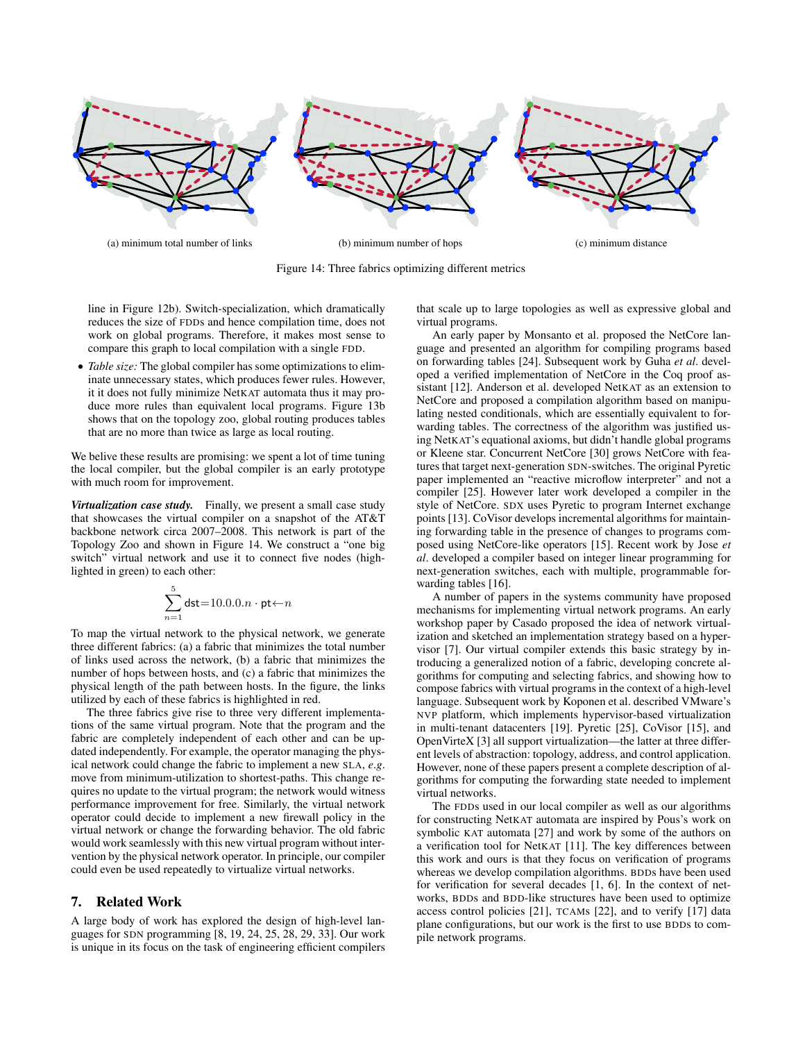(a) minimum total number of links

(b) minimum number of hops

(c) minimum distance

Figure 14: Three fabrics optimizing different metrics

line in Figure 12b). Switch-specialization, which dramatically reduces the size of FDDs and hence compilation time, does not work on global programs. Therefore, it makes most sense to compare this graph to local compilation with a single FDD.

- *Table size:* The global compiler has some optimizations to eliminate unnecessary states, which produces fewer rules. However, it it does not fully minimize NetKAT automata thus it may produce more rules than equivalent local programs. Figure 13b shows that on the topology zoo, global routing produces tables that are no more than twice as large as local routing.

We belive these results are promising: we spent a lot of time tuning the local compiler, but the global compiler is an early prototype with much room for improvement.

***Virtualization case study.*** Finally, we present a small case study that showcases the virtual compiler on a snapshot of the AT&T backbone network circa 2007–2008. This network is part of the Topology Zoo and shown in Figure 14. We construct a "one big switch" virtual network and use it to connect five nodes (highlighted in green) to each other:

$$\sum_{n=1}^{5} \mathsf{dst}{=}10.0.0.n \cdot \mathsf{pt}{\leftarrow}n$$

To map the virtual network to the physical network, we generate three different fabrics: (a) a fabric that minimizes the total number of links used across the network, (b) a fabric that minimizes the number of hops between hosts, and (c) a fabric that minimizes the physical length of the path between hosts. In the figure, the links utilized by each of these fabrics is highlighted in red.

The three fabrics give rise to three very different implementations of the same virtual program. Note that the program and the fabric are completely independent of each other and can be updated independently. For example, the operator managing the physical network could change the fabric to implement a new SLA, *e.g.* move from minimum-utilization to shortest-paths. This change requires no update to the virtual program; the network would witness performance improvement for free. Similarly, the virtual network operator could decide to implement a new firewall policy in the virtual network or change the forwarding behavior. The old fabric would work seamlessly with this new virtual program without intervention by the physical network operator. In principle, our compiler could even be used repeatedly to virtualize virtual networks.

## 7. Related Work

A large body of work has explored the design of high-level languages for SDN programming [8, 19, 24, 25, 28, 29, 33]. Our work is unique in its focus on the task of engineering efficient compilers that scale up to large topologies as well as expressive global and virtual programs.

An early paper by Monsanto et al. proposed the NetCore language and presented an algorithm for compiling programs based on forwarding tables [24]. Subsequent work by Guha *et al*. developed a verified implementation of NetCore in the Coq proof assistant [12]. Anderson et al. developed NetKAT as an extension to NetCore and proposed a compilation algorithm based on manipulating nested conditionals, which are essentially equivalent to forwarding tables. The correctness of the algorithm was justified using NetKAT's equational axioms, but didn't handle global programs or Kleene star. Concurrent NetCore [30] grows NetCore with features that target next-generation SDN-switches. The original Pyretic paper implemented an "reactive microflow interpreter" and not a compiler [25]. However later work developed a compiler in the style of NetCore. SDX uses Pyretic to program Internet exchange points [13]. CoVisor develops incremental algorithms for maintaining forwarding table in the presence of changes to programs composed using NetCore-like operators [15]. Recent work by Jose *et al*. developed a compiler based on integer linear programming for next-generation switches, each with multiple, programmable forwarding tables [16].

A number of papers in the systems community have proposed mechanisms for implementing virtual network programs. An early workshop paper by Casado proposed the idea of network virtualization and sketched an implementation strategy based on a hypervisor [7]. Our virtual compiler extends this basic strategy by introducing a generalized notion of a fabric, developing concrete algorithms for computing and selecting fabrics, and showing how to compose fabrics with virtual programs in the context of a high-level language. Subsequent work by Koponen et al. described VMware's NVP platform, which implements hypervisor-based virtualization in multi-tenant datacenters [19]. Pyretic [25], CoVisor [15], and OpenVirteX [3] all support virtualization—the latter at three different levels of abstraction: topology, address, and control application. However, none of these papers present a complete description of algorithms for computing the forwarding state needed to implement virtual networks.

The FDDs used in our local compiler as well as our algorithms for constructing NetKAT automata are inspired by Pous's work on symbolic KAT automata [27] and work by some of the authors on a verification tool for NetKAT [11]. The key differences between this work and ours is that they focus on verification of programs whereas we develop compilation algorithms. BDDs have been used for verification for several decades [1, 6]. In the context of networks, BDDs and BDD-like structures have been used to optimize access control policies [21], TCAMs [22], and to verify [17] data plane configurations, but our work is the first to use BDDs to compile network programs.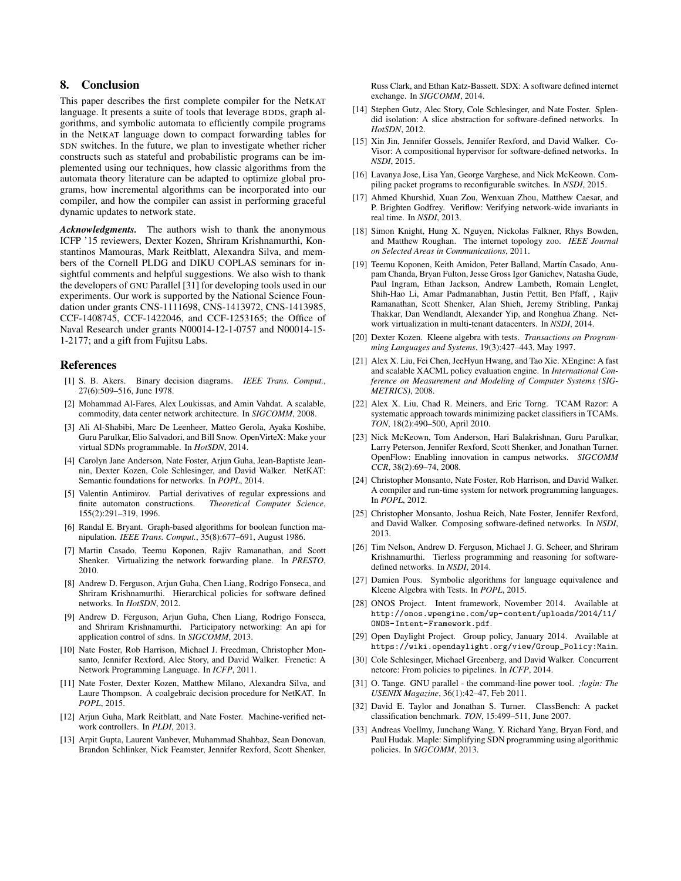## 8. Conclusion

This paper describes the first complete compiler for the NetKAT language. It presents a suite of tools that leverage BDDs, graph algorithms, and symbolic automata to efficiently compile programs in the NetKAT language down to compact forwarding tables for SDN switches. In the future, we plan to investigate whether richer constructs such as stateful and probabilistic programs can be implemented using our techniques, how classic algorithms from the automata theory literature can be adapted to optimize global programs, how incremental algorithms can be incorporated into our compiler, and how the compiler can assist in performing graceful dynamic updates to network state.

***Acknowledgments.*** The authors wish to thank the anonymous ICFP '15 reviewers, Dexter Kozen, Shriram Krishnamurthi, Konstantinos Mamouras, Mark Reitblatt, Alexandra Silva, and members of the Cornell PLDG and DIKU COPLAS seminars for insightful comments and helpful suggestions. We also wish to thank the developers of GNU Parallel [31] for developing tools used in our experiments. Our work is supported by the National Science Foundation under grants CNS-1111698, CNS-1413972, CNS-1413985, CCF-1408745, CCF-1422046, and CCF-1253165; the Office of Naval Research under grants N00014-12-1-0757 and N00014-15-1-2177; and a gift from Fujitsu Labs.

## References

[1] S. B. Akers. Binary decision diagrams. *IEEE Trans. Comput.*, 27(6):509–516, June 1978.

[2] Mohammad Al-Fares, Alex Loukissas, and Amin Vahdat. A scalable, commodity, data center network architecture. In *SIGCOMM*, 2008.

[3] Ali Al-Shabibi, Marc De Leenheer, Matteo Gerola, Ayaka Koshibe, Guru Parulkar, Elio Salvadori, and Bill Snow. OpenVirteX: Make your virtual SDNs programmable. In *HotSDN*, 2014.

[4] Carolyn Jane Anderson, Nate Foster, Arjun Guha, Jean-Baptiste Jeannin, Dexter Kozen, Cole Schlesinger, and David Walker. NetKAT: Semantic foundations for networks. In *POPL*, 2014.

[5] Valentin Antimirov. Partial derivatives of regular expressions and finite automaton constructions. *Theoretical Computer Science*, 155(2):291–319, 1996.

[6] Randal E. Bryant. Graph-based algorithms for boolean function manipulation. *IEEE Trans. Comput.*, 35(8):677–691, August 1986.

[7] Martin Casado, Teemu Koponen, Rajiv Ramanathan, and Scott Shenker. Virtualizing the network forwarding plane. In *PRESTO*, 2010.

[8] Andrew D. Ferguson, Arjun Guha, Chen Liang, Rodrigo Fonseca, and Shriram Krishnamurthi. Hierarchical policies for software defined networks. In *HotSDN*, 2012.

[9] Andrew D. Ferguson, Arjun Guha, Chen Liang, Rodrigo Fonseca, and Shriram Krishnamurthi. Participatory networking: An api for application control of sdns. In *SIGCOMM*, 2013.

[10] Nate Foster, Rob Harrison, Michael J. Freedman, Christopher Monsanto, Jennifer Rexford, Alec Story, and David Walker. Frenetic: A Network Programming Language. In *ICFP*, 2011.

[11] Nate Foster, Dexter Kozen, Matthew Milano, Alexandra Silva, and Laure Thompson. A coalgebraic decision procedure for NetKAT. In *POPL*, 2015.

[12] Arjun Guha, Mark Reitblatt, and Nate Foster. Machine-verified network controllers. In *PLDI*, 2013.

[13] Arpit Gupta, Laurent Vanbever, Muhammad Shahbaz, Sean Donovan, Brandon Schlinker, Nick Feamster, Jennifer Rexford, Scott Shenker, Russ Clark, and Ethan Katz-Bassett. SDX: A software defined internet exchange. In *SIGCOMM*, 2014.

[14] Stephen Gutz, Alec Story, Cole Schlesinger, and Nate Foster. Splendid isolation: A slice abstraction for software-defined networks. In *HotSDN*, 2012.

[15] Xin Jin, Jennifer Gossels, Jennifer Rexford, and David Walker. CoVisor: A compositional hypervisor for software-defined networks. In *NSDI*, 2015.

[16] Lavanya Jose, Lisa Yan, George Varghese, and Nick McKeown. Compiling packet programs to reconfigurable switches. In *NSDI*, 2015.

[17] Ahmed Khurshid, Xuan Zou, Wenxuan Zhou, Matthew Caesar, and P. Brighten Godfrey. Veriflow: Verifying network-wide invariants in real time. In *NSDI*, 2013.

[18] Simon Knight, Hung X. Nguyen, Nickolas Falkner, Rhys Bowden, and Matthew Roughan. The internet topology zoo. *IEEE Journal on Selected Areas in Communications*, 2011.

[19] Teemu Koponen, Keith Amidon, Peter Balland, Martín Casado, Anupam Chanda, Bryan Fulton, Jesse Gross Igor Ganichev, Natasha Gude, Paul Ingram, Ethan Jackson, Andrew Lambeth, Romain Lenglet, Shih-Hao Li, Amar Padmanabhan, Justin Pettit, Ben Pfaff, , Rajiv Ramanathan, Scott Shenker, Alan Shieh, Jeremy Stribling, Pankaj Thakkar, Dan Wendlandt, Alexander Yip, and Ronghua Zhang. Network virtualization in multi-tenant datacenters. In *NSDI*, 2014.

[20] Dexter Kozen. Kleene algebra with tests. *Transactions on Programming Languages and Systems*, 19(3):427–443, May 1997.

[21] Alex X. Liu, Fei Chen, JeeHyun Hwang, and Tao Xie. XEngine: A fast and scalable XACML policy evaluation engine. In *International Conference on Measurement and Modeling of Computer Systems (SIGMETRICS)*, 2008.

[22] Alex X. Liu, Chad R. Meiners, and Eric Torng. TCAM Razor: A systematic approach towards minimizing packet classifiers in TCAMs. *TON*, 18(2):490–500, April 2010.

[23] Nick McKeown, Tom Anderson, Hari Balakrishnan, Guru Parulkar, Larry Peterson, Jennifer Rexford, Scott Shenker, and Jonathan Turner. OpenFlow: Enabling innovation in campus networks. *SIGCOMM CCR*, 38(2):69–74, 2008.

[24] Christopher Monsanto, Nate Foster, Rob Harrison, and David Walker. A compiler and run-time system for network programming languages. In *POPL*, 2012.

[25] Christopher Monsanto, Joshua Reich, Nate Foster, Jennifer Rexford, and David Walker. Composing software-defined networks. In *NSDI*, 2013.

[26] Tim Nelson, Andrew D. Ferguson, Michael J. G. Scheer, and Shriram Krishnamurthi. Tierless programming and reasoning for software-defined networks. In *NSDI*, 2014.

[27] Damien Pous. Symbolic algorithms for language equivalence and Kleene Algebra with Tests. In *POPL*, 2015.

[28] ONOS Project. Intent framework, November 2014. Available at `http://onos.wpengine.com/wp-content/uploads/2014/11/ONOS-Intent-Framework.pdf`.

[29] Open Daylight Project. Group policy, January 2014. Available at `https://wiki.opendaylight.org/view/Group_Policy:Main`.

[30] Cole Schlesinger, Michael Greenberg, and David Walker. Concurrent netcore: From policies to pipelines. In *ICFP*, 2014.

[31] O. Tange. GNU parallel - the command-line power tool. *;login: The USENIX Magazine*, 36(1):42–47, Feb 2011.

[32] David E. Taylor and Jonathan S. Turner. ClassBench: A packet classification benchmark. *TON*, 15:499–511, June 2007.

[33] Andreas Voellmy, Junchang Wang, Y. Richard Yang, Bryan Ford, and Paul Hudak. Maple: Simplifying SDN programming using algorithmic policies. In *SIGCOMM*, 2013.